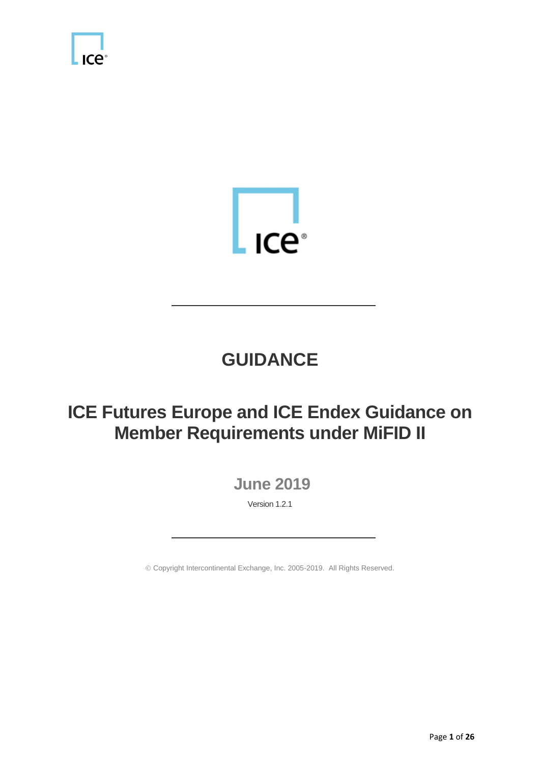# GUIDANCE

## ICE Futures Europe and ICE Endex Guidance on Member Requirements under MiFID II

### June 2019

Version 1.2.1

© Copyright Intercontinental Exchange, Inc. 2005-2019. All Rights Reserved.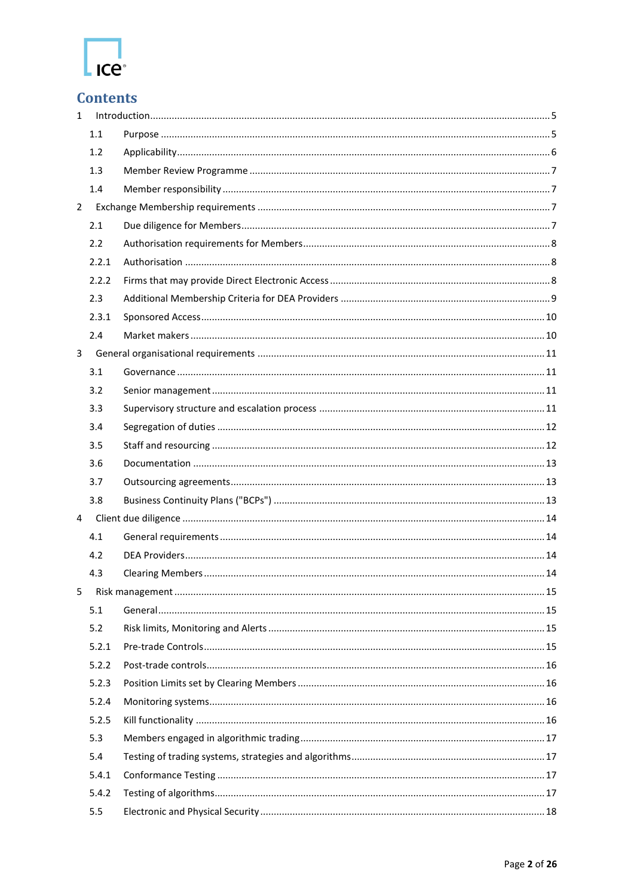# Contents

1 Introduction ........................................................................................................................... 5

1.1 Purpose ........................................................................................................................... 5

1.2 Applicability ...................................................................................................................... 6

1.3 Member Review Programme ............................................................................................. 7

1.4 Member responsibility ...................................................................................................... 7

2 Exchange Membership requirements ....................................................................................... 7

2.1 Due diligence for Members ................................................................................................ 7

2.2 Authorisation requirements for Members ........................................................................... 8

2.2.1 Authorisation ................................................................................................................ 8

2.2.2 Firms that may provide Direct Electronic Access ............................................................ 8

2.3 Additional Membership Criteria for DEA Providers ............................................................. 9

2.3.1 Sponsored Access ........................................................................................................ 10

2.4 Market makers ................................................................................................................. 10

3 General organisational requirements ...................................................................................... 11

3.1 Governance ..................................................................................................................... 11

3.2 Senior management ........................................................................................................ 11

3.3 Supervisory structure and escalation process .................................................................. 11

3.4 Segregation of duties ...................................................................................................... 12

3.5 Staff and resourcing ........................................................................................................ 12

3.6 Documentation ............................................................................................................... 13

3.7 Outsourcing agreements .................................................................................................. 13

3.8 Business Continuity Plans ("BCPs") .................................................................................. 13

4 Client due diligence ................................................................................................................ 14

4.1 General requirements ...................................................................................................... 14

4.2 DEA Providers ................................................................................................................. 14

4.3 Clearing Members ........................................................................................................... 14

5 Risk management ................................................................................................................... 15

5.1 General ........................................................................................................................... 15

5.2 Risk limits, Monitoring and Alerts .................................................................................... 15

5.2.1 Pre-trade Controls ........................................................................................................ 15

5.2.2 Post-trade controls ........................................................................................................ 16

5.2.3 Position Limits set by Clearing Members ..................................................................... 16

5.2.4 Monitoring systems ....................................................................................................... 16

5.2.5 Kill functionality ........................................................................................................... 16

5.3 Members engaged in algorithmic trading .......................................................................... 17

5.4 Testing of trading systems, strategies and algorithms ....................................................... 17

5.4.1 Conformance Testing ................................................................................................... 17

5.4.2 Testing of algorithms ..................................................................................................... 17

5.5 Electronic and Physical Security ....................................................................................... 18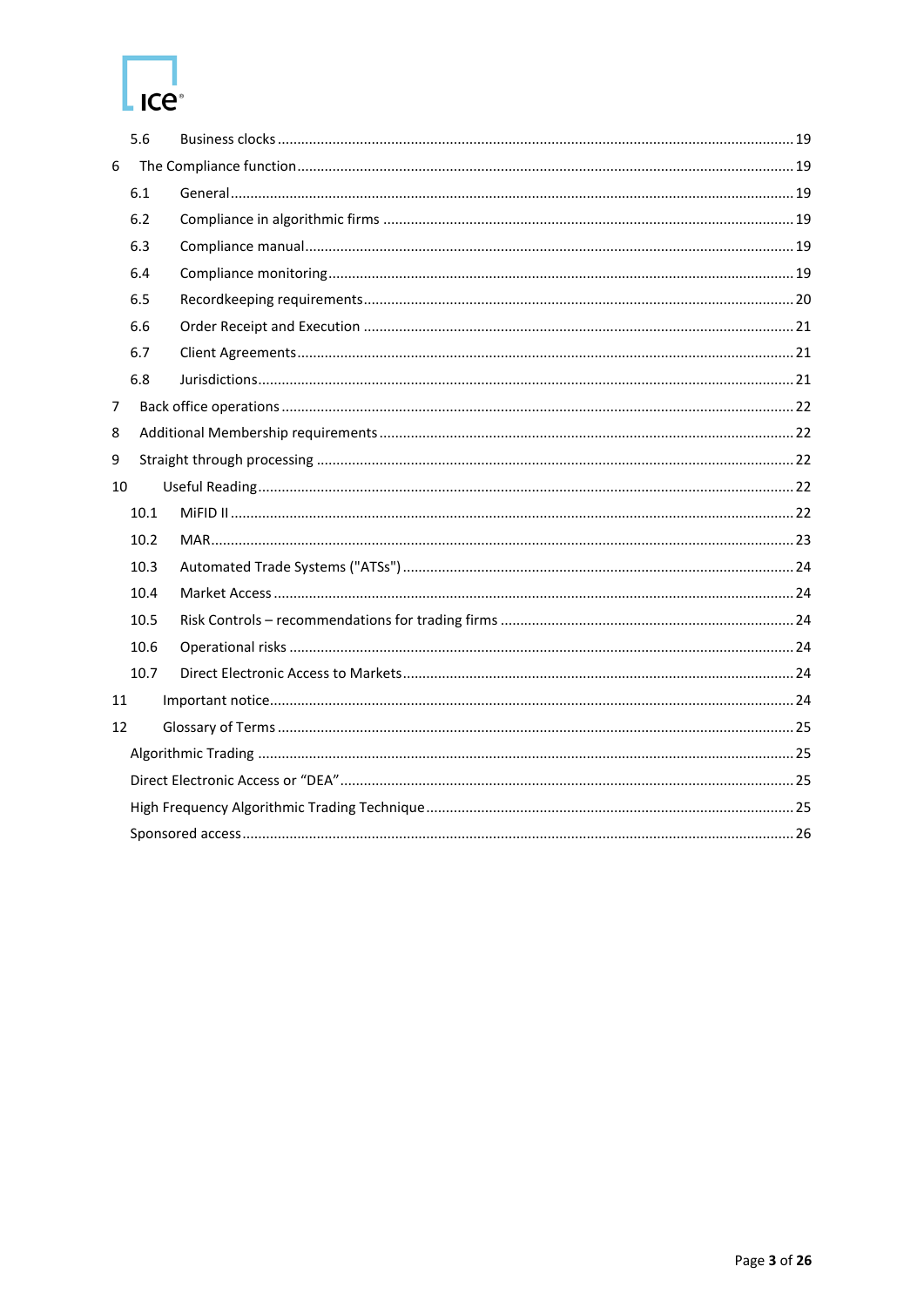- 5.6 Business clocks ... 19
- 6 The Compliance function ... 19
  - 6.1 General ... 19
  - 6.2 Compliance in algorithmic firms ... 19
  - 6.3 Compliance manual ... 19
  - 6.4 Compliance monitoring ... 19
  - 6.5 Recordkeeping requirements ... 20
  - 6.6 Order Receipt and Execution ... 21
  - 6.7 Client Agreements ... 21
  - 6.8 Jurisdictions ... 21
- 7 Back office operations ... 22
- 8 Additional Membership requirements ... 22
- 9 Straight through processing ... 22
- 10 Useful Reading ... 22
  - 10.1 MiFID II ... 22
  - 10.2 MAR ... 23
  - 10.3 Automated Trade Systems ("ATSs") ... 24
  - 10.4 Market Access ... 24
  - 10.5 Risk Controls – recommendations for trading firms ... 24
  - 10.6 Operational risks ... 24
  - 10.7 Direct Electronic Access to Markets ... 24
- 11 Important notice ... 24
- 12 Glossary of Terms ... 25
  - Algorithmic Trading ... 25
  - Direct Electronic Access or "DEA" ... 25
  - High Frequency Algorithmic Trading Technique ... 25
  - Sponsored access ... 26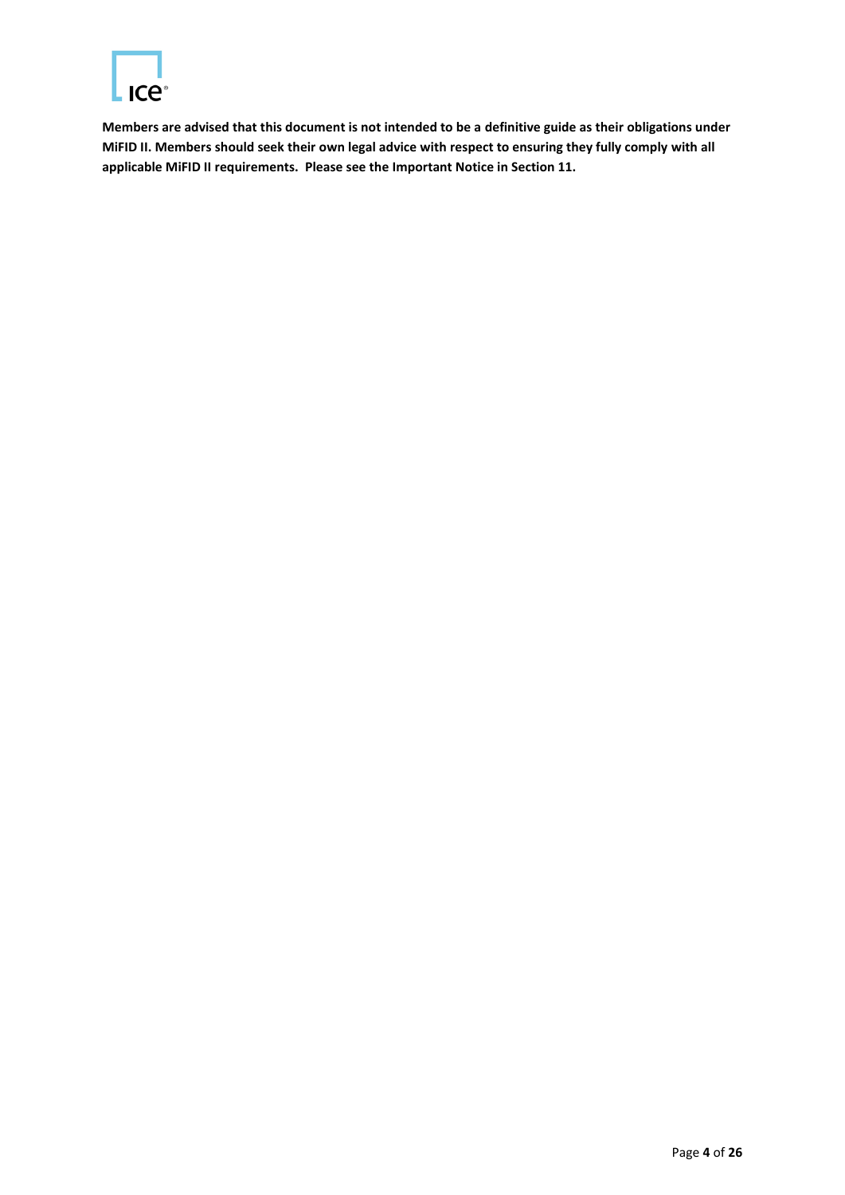**Members are advised that this document is not intended to be a definitive guide as their obligations under MiFID II. Members should seek their own legal advice with respect to ensuring they fully comply with all applicable MiFID II requirements. Please see the Important Notice in Section 11.**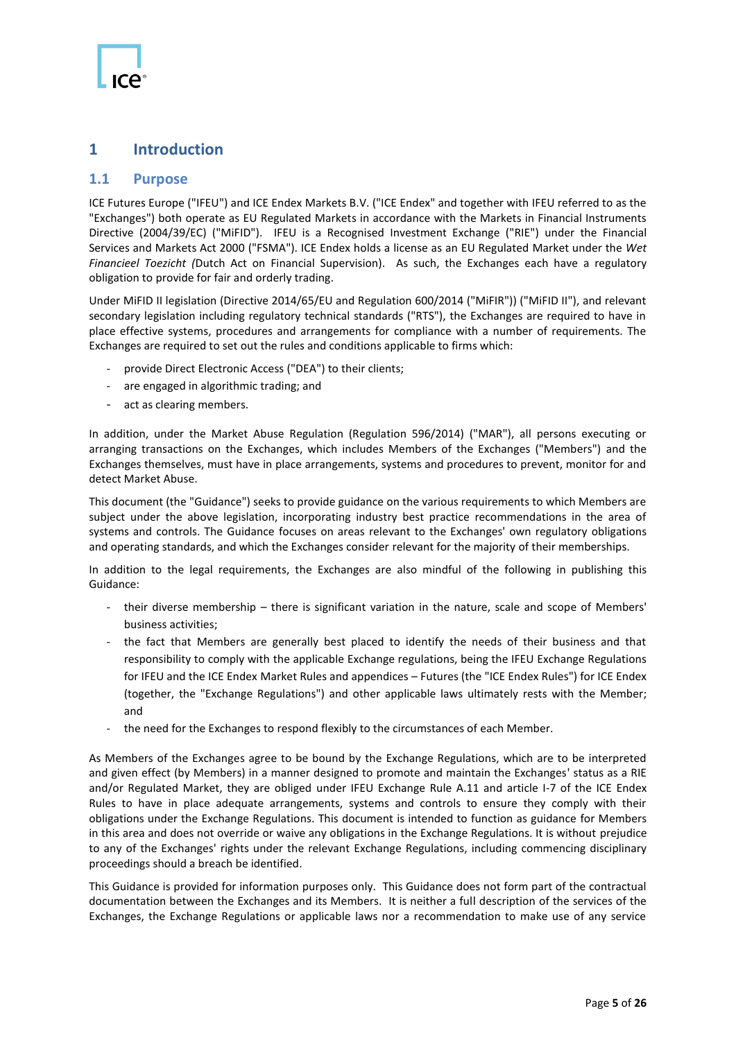# 1 Introduction

## 1.1 Purpose

ICE Futures Europe ("IFEU") and ICE Endex Markets B.V. ("ICE Endex" and together with IFEU referred to as the "Exchanges") both operate as EU Regulated Markets in accordance with the Markets in Financial Instruments Directive (2004/39/EC) ("MiFID"). IFEU is a Recognised Investment Exchange ("RIE") under the Financial Services and Markets Act 2000 ("FSMA"). ICE Endex holds a license as an EU Regulated Market under the *Wet Financieel Toezicht (*Dutch Act on Financial Supervision). As such, the Exchanges each have a regulatory obligation to provide for fair and orderly trading.

Under MiFID II legislation (Directive 2014/65/EU and Regulation 600/2014 ("MiFIR")) ("MiFID II"), and relevant secondary legislation including regulatory technical standards ("RTS"), the Exchanges are required to have in place effective systems, procedures and arrangements for compliance with a number of requirements. The Exchanges are required to set out the rules and conditions applicable to firms which:

- provide Direct Electronic Access ("DEA") to their clients;
- are engaged in algorithmic trading; and
- act as clearing members.

In addition, under the Market Abuse Regulation (Regulation 596/2014) ("MAR"), all persons executing or arranging transactions on the Exchanges, which includes Members of the Exchanges ("Members") and the Exchanges themselves, must have in place arrangements, systems and procedures to prevent, monitor for and detect Market Abuse.

This document (the "Guidance") seeks to provide guidance on the various requirements to which Members are subject under the above legislation, incorporating industry best practice recommendations in the area of systems and controls. The Guidance focuses on areas relevant to the Exchanges' own regulatory obligations and operating standards, and which the Exchanges consider relevant for the majority of their memberships.

In addition to the legal requirements, the Exchanges are also mindful of the following in publishing this Guidance:

- their diverse membership – there is significant variation in the nature, scale and scope of Members' business activities;
- the fact that Members are generally best placed to identify the needs of their business and that responsibility to comply with the applicable Exchange regulations, being the IFEU Exchange Regulations for IFEU and the ICE Endex Market Rules and appendices – Futures (the "ICE Endex Rules") for ICE Endex (together, the "Exchange Regulations") and other applicable laws ultimately rests with the Member; and
- the need for the Exchanges to respond flexibly to the circumstances of each Member.

As Members of the Exchanges agree to be bound by the Exchange Regulations, which are to be interpreted and given effect (by Members) in a manner designed to promote and maintain the Exchanges' status as a RIE and/or Regulated Market, they are obliged under IFEU Exchange Rule A.11 and article I-7 of the ICE Endex Rules to have in place adequate arrangements, systems and controls to ensure they comply with their obligations under the Exchange Regulations. This document is intended to function as guidance for Members in this area and does not override or waive any obligations in the Exchange Regulations. It is without prejudice to any of the Exchanges' rights under the relevant Exchange Regulations, including commencing disciplinary proceedings should a breach be identified.

This Guidance is provided for information purposes only. This Guidance does not form part of the contractual documentation between the Exchanges and its Members. It is neither a full description of the services of the Exchanges, the Exchange Regulations or applicable laws nor a recommendation to make use of any service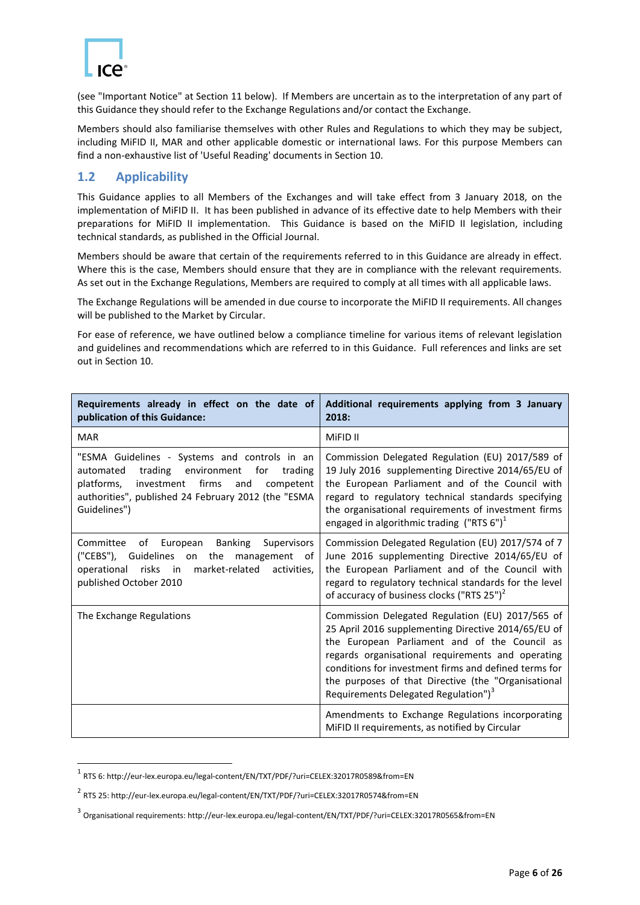(see "Important Notice" at Section 11 below). If Members are uncertain as to the interpretation of any part of this Guidance they should refer to the Exchange Regulations and/or contact the Exchange.

Members should also familiarise themselves with other Rules and Regulations to which they may be subject, including MiFID II, MAR and other applicable domestic or international laws. For this purpose Members can find a non-exhaustive list of 'Useful Reading' documents in Section 10.

## 1.2 Applicability

This Guidance applies to all Members of the Exchanges and will take effect from 3 January 2018, on the implementation of MiFID II. It has been published in advance of its effective date to help Members with their preparations for MiFID II implementation. This Guidance is based on the MiFID II legislation, including technical standards, as published in the Official Journal.

Members should be aware that certain of the requirements referred to in this Guidance are already in effect. Where this is the case, Members should ensure that they are in compliance with the relevant requirements. As set out in the Exchange Regulations, Members are required to comply at all times with all applicable laws.

The Exchange Regulations will be amended in due course to incorporate the MiFID II requirements. All changes will be published to the Market by Circular.

For ease of reference, we have outlined below a compliance timeline for various items of relevant legislation and guidelines and recommendations which are referred to in this Guidance. Full references and links are set out in Section 10.

| **Requirements already in effect on the date of publication of this Guidance:** | **Additional requirements applying from 3 January 2018:** |
|---|---|
| MAR | MiFID II |
| "ESMA Guidelines - Systems and controls in an automated trading environment for trading platforms, investment firms and competent authorities", published 24 February 2012 (the "ESMA Guidelines") | Commission Delegated Regulation (EU) 2017/589 of 19 July 2016 supplementing Directive 2014/65/EU of the European Parliament and of the Council with regard to regulatory technical standards specifying the organisational requirements of investment firms engaged in algorithmic trading ("RTS 6")[1] |
| Committee of European Banking Supervisors ("CEBS"), Guidelines on the management of operational risks in market-related activities, published October 2010 | Commission Delegated Regulation (EU) 2017/574 of 7 June 2016 supplementing Directive 2014/65/EU of the European Parliament and of the Council with regard to regulatory technical standards for the level of accuracy of business clocks ("RTS 25")[2] |
| The Exchange Regulations | Commission Delegated Regulation (EU) 2017/565 of 25 April 2016 supplementing Directive 2014/65/EU of the European Parliament and of the Council as regards organisational requirements and operating conditions for investment firms and defined terms for the purposes of that Directive (the "Organisational Requirements Delegated Regulation")[3] |
| | Amendments to Exchange Regulations incorporating MiFID II requirements, as notified by Circular |

[1] RTS 6: http://eur-lex.europa.eu/legal-content/EN/TXT/PDF/?uri=CELEX:32017R0589&from=EN

[2] RTS 25: http://eur-lex.europa.eu/legal-content/EN/TXT/PDF/?uri=CELEX:32017R0574&from=EN

[3] Organisational requirements: http://eur-lex.europa.eu/legal-content/EN/TXT/PDF/?uri=CELEX:32017R0565&from=EN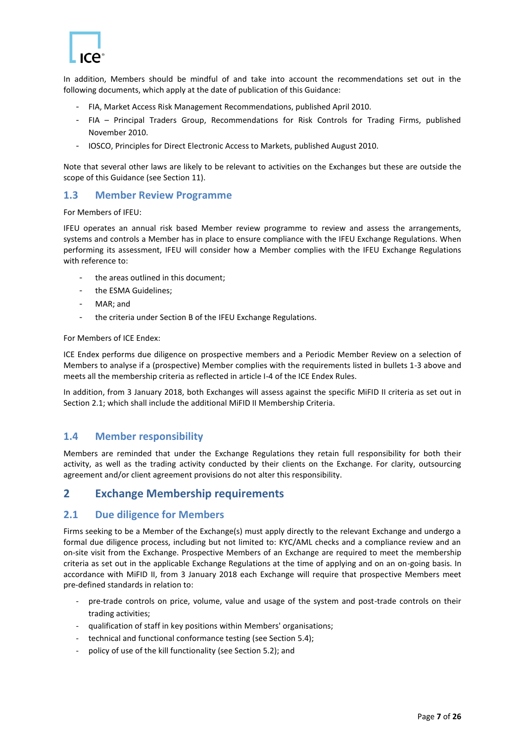In addition, Members should be mindful of and take into account the recommendations set out in the following documents, which apply at the date of publication of this Guidance:

- FIA, Market Access Risk Management Recommendations, published April 2010.
- FIA – Principal Traders Group, Recommendations for Risk Controls for Trading Firms, published November 2010.
- IOSCO, Principles for Direct Electronic Access to Markets, published August 2010.

Note that several other laws are likely to be relevant to activities on the Exchanges but these are outside the scope of this Guidance (see Section 11).

## 1.3 Member Review Programme

For Members of IFEU:

IFEU operates an annual risk based Member review programme to review and assess the arrangements, systems and controls a Member has in place to ensure compliance with the IFEU Exchange Regulations. When performing its assessment, IFEU will consider how a Member complies with the IFEU Exchange Regulations with reference to:

- the areas outlined in this document;
- the ESMA Guidelines;
- MAR; and
- the criteria under Section B of the IFEU Exchange Regulations.

For Members of ICE Endex:

ICE Endex performs due diligence on prospective members and a Periodic Member Review on a selection of Members to analyse if a (prospective) Member complies with the requirements listed in bullets 1-3 above and meets all the membership criteria as reflected in article I-4 of the ICE Endex Rules.

In addition, from 3 January 2018, both Exchanges will assess against the specific MiFID II criteria as set out in Section 2.1; which shall include the additional MiFID II Membership Criteria.

## 1.4 Member responsibility

Members are reminded that under the Exchange Regulations they retain full responsibility for both their activity, as well as the trading activity conducted by their clients on the Exchange. For clarity, outsourcing agreement and/or client agreement provisions do not alter this responsibility.

# 2 Exchange Membership requirements

## 2.1 Due diligence for Members

Firms seeking to be a Member of the Exchange(s) must apply directly to the relevant Exchange and undergo a formal due diligence process, including but not limited to: KYC/AML checks and a compliance review and an on-site visit from the Exchange. Prospective Members of an Exchange are required to meet the membership criteria as set out in the applicable Exchange Regulations at the time of applying and on an on-going basis. In accordance with MiFID II, from 3 January 2018 each Exchange will require that prospective Members meet pre-defined standards in relation to:

- pre-trade controls on price, volume, value and usage of the system and post-trade controls on their trading activities;
- qualification of staff in key positions within Members' organisations;
- technical and functional conformance testing (see Section 5.4);
- policy of use of the kill functionality (see Section 5.2); and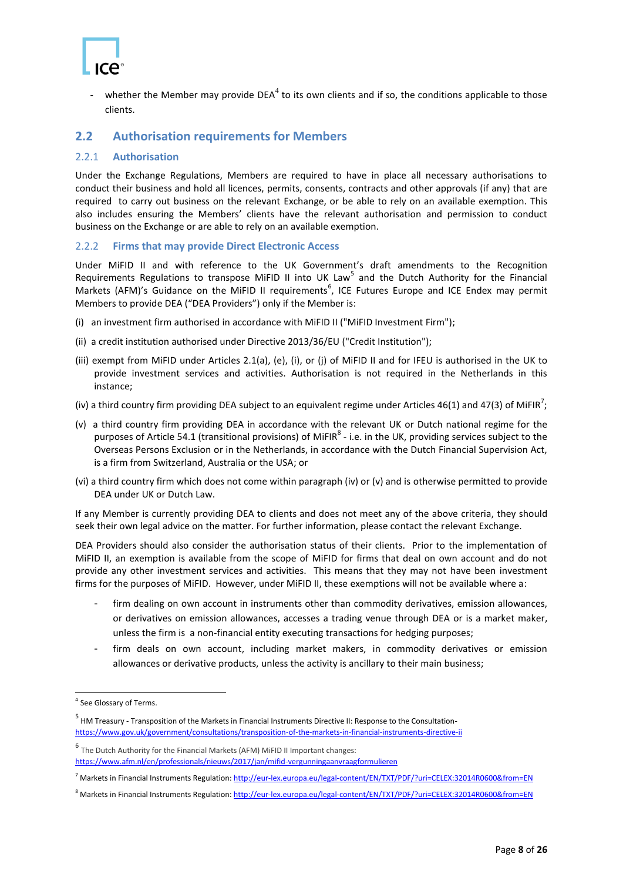- whether the Member may provide DEA[4] to its own clients and if so, the conditions applicable to those clients.

## 2.2 Authorisation requirements for Members

### 2.2.1 Authorisation

Under the Exchange Regulations, Members are required to have in place all necessary authorisations to conduct their business and hold all licences, permits, consents, contracts and other approvals (if any) that are required to carry out business on the relevant Exchange, or be able to rely on an available exemption. This also includes ensuring the Members' clients have the relevant authorisation and permission to conduct business on the Exchange or are able to rely on an available exemption.

### 2.2.2 Firms that may provide Direct Electronic Access

Under MiFID II and with reference to the UK Government's draft amendments to the Recognition Requirements Regulations to transpose MiFID II into UK Law[5] and the Dutch Authority for the Financial Markets (AFM)'s Guidance on the MiFID II requirements[6], ICE Futures Europe and ICE Endex may permit Members to provide DEA ("DEA Providers") only if the Member is:

(i) an investment firm authorised in accordance with MiFID II ("MiFID Investment Firm");

(ii) a credit institution authorised under Directive 2013/36/EU ("Credit Institution");

(iii) exempt from MiFID under Articles 2.1(a), (e), (i), or (j) of MiFID II and for IFEU is authorised in the UK to provide investment services and activities. Authorisation is not required in the Netherlands in this instance;

(iv) a third country firm providing DEA subject to an equivalent regime under Articles 46(1) and 47(3) of MiFIR[7];

(v) a third country firm providing DEA in accordance with the relevant UK or Dutch national regime for the purposes of Article 54.1 (transitional provisions) of MiFIR[8] - i.e. in the UK, providing services subject to the Overseas Persons Exclusion or in the Netherlands, in accordance with the Dutch Financial Supervision Act, is a firm from Switzerland, Australia or the USA; or

(vi) a third country firm which does not come within paragraph (iv) or (v) and is otherwise permitted to provide DEA under UK or Dutch Law.

If any Member is currently providing DEA to clients and does not meet any of the above criteria, they should seek their own legal advice on the matter. For further information, please contact the relevant Exchange.

DEA Providers should also consider the authorisation status of their clients. Prior to the implementation of MiFID II, an exemption is available from the scope of MiFID for firms that deal on own account and do not provide any other investment services and activities. This means that they may not have been investment firms for the purposes of MiFID. However, under MiFID II, these exemptions will not be available where a:

- firm dealing on own account in instruments other than commodity derivatives, emission allowances, or derivatives on emission allowances, accesses a trading venue through DEA or is a market maker, unless the firm is a non-financial entity executing transactions for hedging purposes;
- firm deals on own account, including market makers, in commodity derivatives or emission allowances or derivative products, unless the activity is ancillary to their main business;

---

[4] See Glossary of Terms.

[5] HM Treasury - Transposition of the Markets in Financial Instruments Directive II: Response to the Consultation- https://www.gov.uk/government/consultations/transposition-of-the-markets-in-financial-instruments-directive-ii

[6] The Dutch Authority for the Financial Markets (AFM) MiFID II Important changes: https://www.afm.nl/en/professionals/nieuws/2017/jan/mifid-vergunningaanvraagformulieren

[7] Markets in Financial Instruments Regulation: http://eur-lex.europa.eu/legal-content/EN/TXT/PDF/?uri=CELEX:32014R0600&from=EN

[8] Markets in Financial Instruments Regulation: http://eur-lex.europa.eu/legal-content/EN/TXT/PDF/?uri=CELEX:32014R0600&from=EN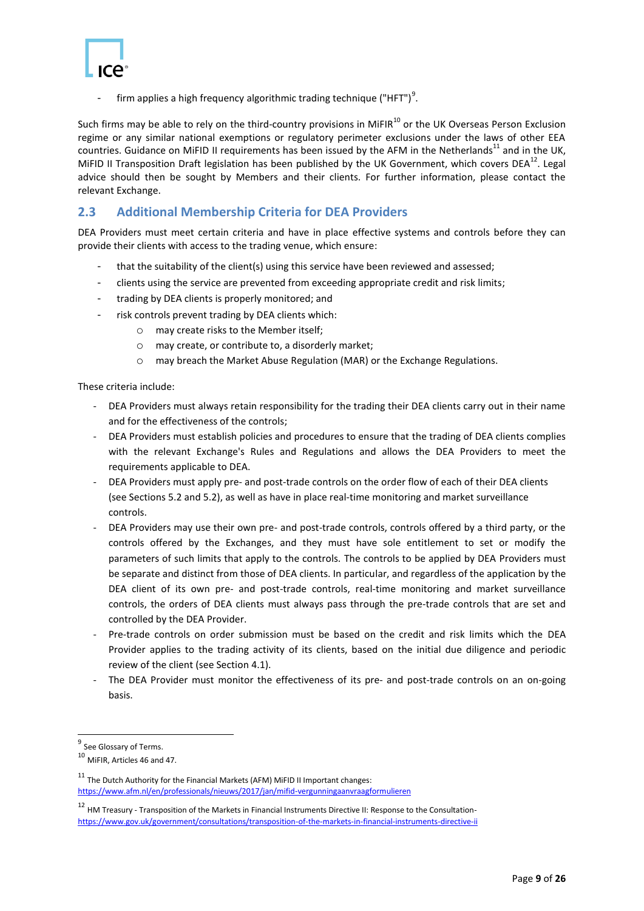- firm applies a high frequency algorithmic trading technique ("HFT")[9].

Such firms may be able to rely on the third-country provisions in MiFIR[10] or the UK Overseas Person Exclusion regime or any similar national exemptions or regulatory perimeter exclusions under the laws of other EEA countries. Guidance on MiFID II requirements has been issued by the AFM in the Netherlands[11] and in the UK, MiFID II Transposition Draft legislation has been published by the UK Government, which covers DEA[12]. Legal advice should then be sought by Members and their clients. For further information, please contact the relevant Exchange.

## 2.3 Additional Membership Criteria for DEA Providers

DEA Providers must meet certain criteria and have in place effective systems and controls before they can provide their clients with access to the trading venue, which ensure:

- that the suitability of the client(s) using this service have been reviewed and assessed;
- clients using the service are prevented from exceeding appropriate credit and risk limits;
- trading by DEA clients is properly monitored; and
- risk controls prevent trading by DEA clients which:
  - may create risks to the Member itself;
  - may create, or contribute to, a disorderly market;
  - may breach the Market Abuse Regulation (MAR) or the Exchange Regulations.

These criteria include:

- DEA Providers must always retain responsibility for the trading their DEA clients carry out in their name and for the effectiveness of the controls;
- DEA Providers must establish policies and procedures to ensure that the trading of DEA clients complies with the relevant Exchange's Rules and Regulations and allows the DEA Providers to meet the requirements applicable to DEA.
- DEA Providers must apply pre- and post-trade controls on the order flow of each of their DEA clients (see Sections 5.2 and 5.2), as well as have in place real-time monitoring and market surveillance controls.
- DEA Providers may use their own pre- and post-trade controls, controls offered by a third party, or the controls offered by the Exchanges, and they must have sole entitlement to set or modify the parameters of such limits that apply to the controls. The controls to be applied by DEA Providers must be separate and distinct from those of DEA clients. In particular, and regardless of the application by the DEA client of its own pre- and post-trade controls, real-time monitoring and market surveillance controls, the orders of DEA clients must always pass through the pre-trade controls that are set and controlled by the DEA Provider.
- Pre-trade controls on order submission must be based on the credit and risk limits which the DEA Provider applies to the trading activity of its clients, based on the initial due diligence and periodic review of the client (see Section 4.1).
- The DEA Provider must monitor the effectiveness of its pre- and post-trade controls on an on-going basis.

[9] See Glossary of Terms.

[10] MiFIR, Articles 46 and 47.

[11] The Dutch Authority for the Financial Markets (AFM) MiFID II Important changes: https://www.afm.nl/en/professionals/nieuws/2017/jan/mifid-vergunningaanvraagformulieren

[12] HM Treasury - Transposition of the Markets in Financial Instruments Directive II: Response to the Consultation- https://www.gov.uk/government/consultations/transposition-of-the-markets-in-financial-instruments-directive-ii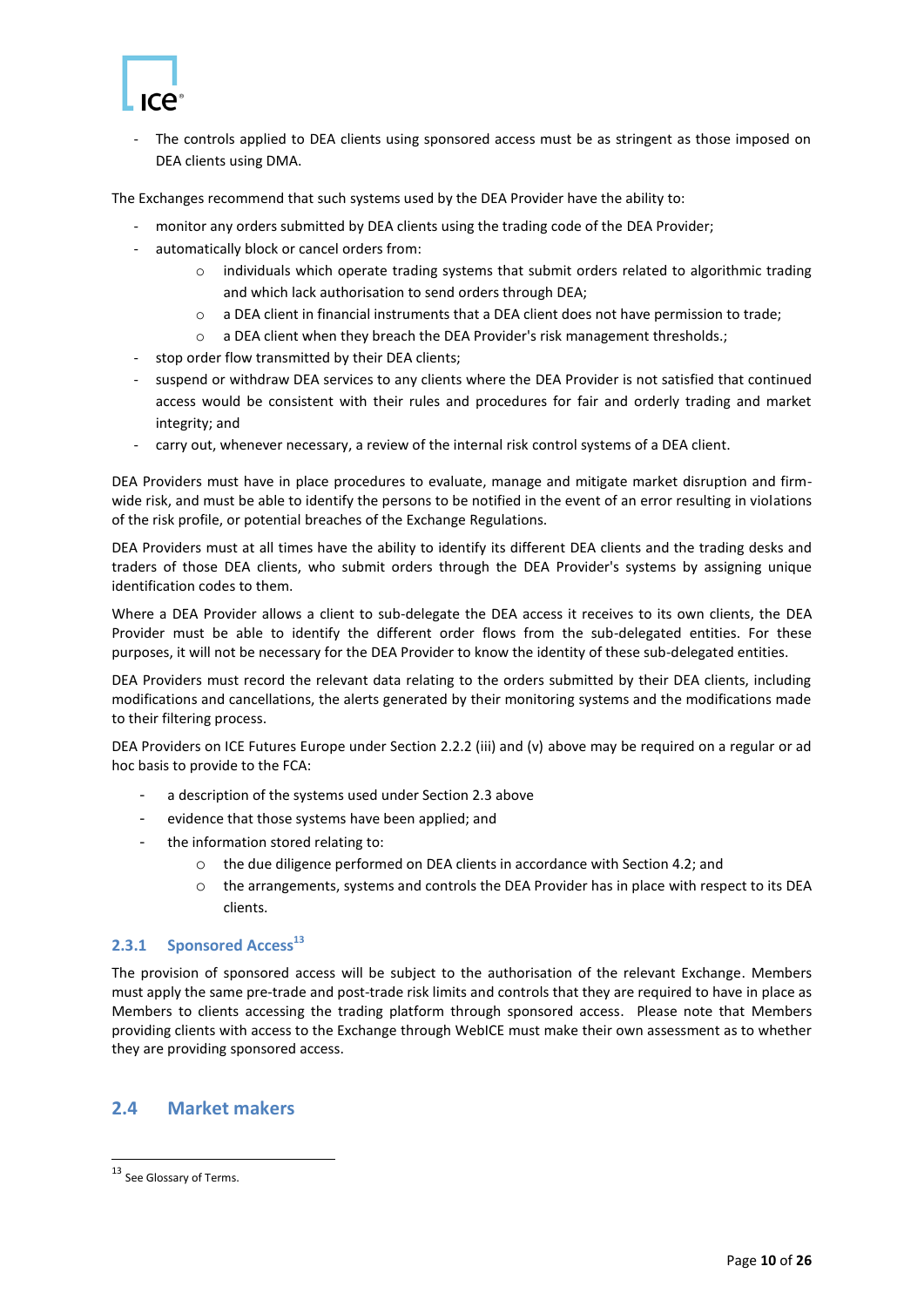- The controls applied to DEA clients using sponsored access must be as stringent as those imposed on DEA clients using DMA.

The Exchanges recommend that such systems used by the DEA Provider have the ability to:

- monitor any orders submitted by DEA clients using the trading code of the DEA Provider;
- automatically block or cancel orders from:
    - individuals which operate trading systems that submit orders related to algorithmic trading and which lack authorisation to send orders through DEA;
    - a DEA client in financial instruments that a DEA client does not have permission to trade;
    - a DEA client when they breach the DEA Provider's risk management thresholds.;
- stop order flow transmitted by their DEA clients;
- suspend or withdraw DEA services to any clients where the DEA Provider is not satisfied that continued access would be consistent with their rules and procedures for fair and orderly trading and market integrity; and
- carry out, whenever necessary, a review of the internal risk control systems of a DEA client.

DEA Providers must have in place procedures to evaluate, manage and mitigate market disruption and firm-wide risk, and must be able to identify the persons to be notified in the event of an error resulting in violations of the risk profile, or potential breaches of the Exchange Regulations.

DEA Providers must at all times have the ability to identify its different DEA clients and the trading desks and traders of those DEA clients, who submit orders through the DEA Provider's systems by assigning unique identification codes to them.

Where a DEA Provider allows a client to sub-delegate the DEA access it receives to its own clients, the DEA Provider must be able to identify the different order flows from the sub-delegated entities. For these purposes, it will not be necessary for the DEA Provider to know the identity of these sub-delegated entities.

DEA Providers must record the relevant data relating to the orders submitted by their DEA clients, including modifications and cancellations, the alerts generated by their monitoring systems and the modifications made to their filtering process.

DEA Providers on ICE Futures Europe under Section 2.2.2 (iii) and (v) above may be required on a regular or ad hoc basis to provide to the FCA:

- a description of the systems used under Section 2.3 above
- evidence that those systems have been applied; and
- the information stored relating to:
    - the due diligence performed on DEA clients in accordance with Section 4.2; and
    - the arrangements, systems and controls the DEA Provider has in place with respect to its DEA clients.

### 2.3.1 Sponsored Access[13]

The provision of sponsored access will be subject to the authorisation of the relevant Exchange. Members must apply the same pre-trade and post-trade risk limits and controls that they are required to have in place as Members to clients accessing the trading platform through sponsored access. Please note that Members providing clients with access to the Exchange through WebICE must make their own assessment as to whether they are providing sponsored access.

## 2.4 Market makers

[13] See Glossary of Terms.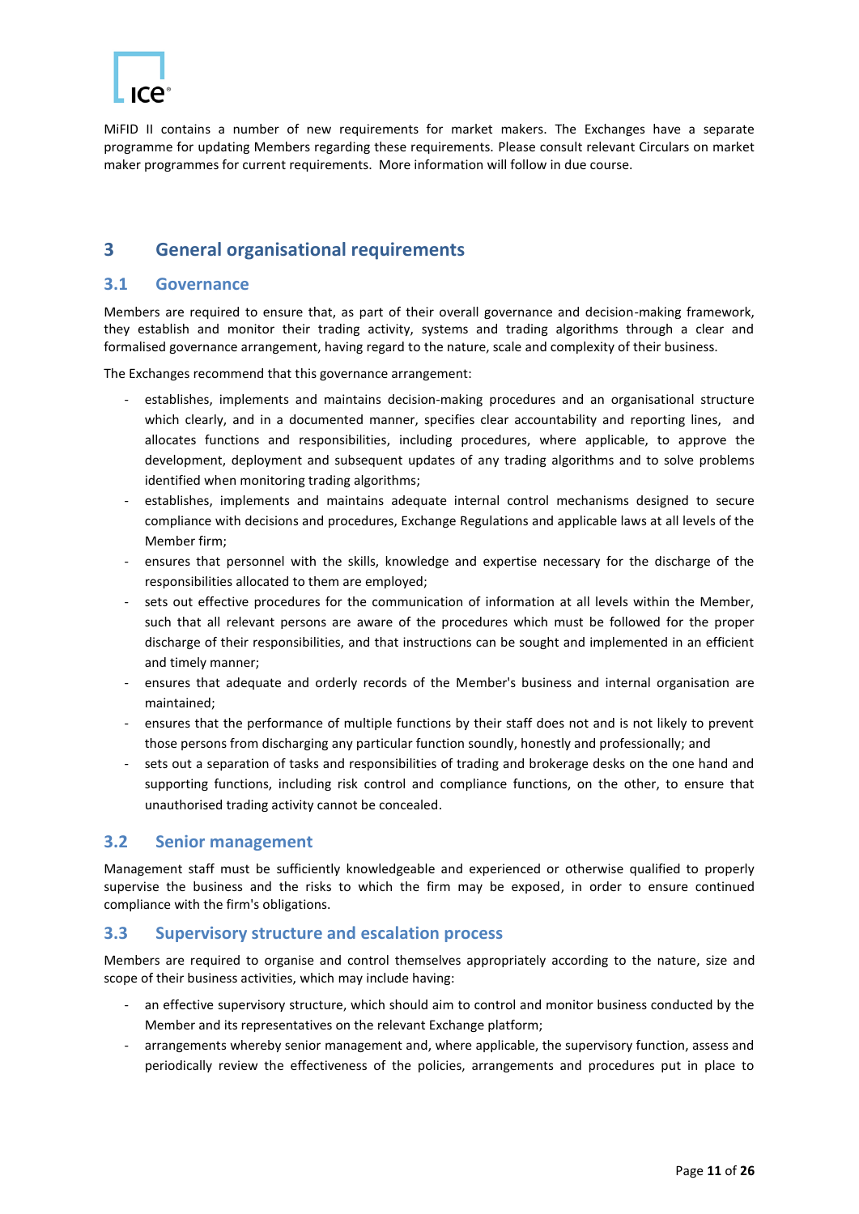MiFID II contains a number of new requirements for market makers. The Exchanges have a separate programme for updating Members regarding these requirements. Please consult relevant Circulars on market maker programmes for current requirements. More information will follow in due course.

# 3 General organisational requirements

## 3.1 Governance

Members are required to ensure that, as part of their overall governance and decision-making framework, they establish and monitor their trading activity, systems and trading algorithms through a clear and formalised governance arrangement, having regard to the nature, scale and complexity of their business.

The Exchanges recommend that this governance arrangement:

- establishes, implements and maintains decision-making procedures and an organisational structure which clearly, and in a documented manner, specifies clear accountability and reporting lines, and allocates functions and responsibilities, including procedures, where applicable, to approve the development, deployment and subsequent updates of any trading algorithms and to solve problems identified when monitoring trading algorithms;
- establishes, implements and maintains adequate internal control mechanisms designed to secure compliance with decisions and procedures, Exchange Regulations and applicable laws at all levels of the Member firm;
- ensures that personnel with the skills, knowledge and expertise necessary for the discharge of the responsibilities allocated to them are employed;
- sets out effective procedures for the communication of information at all levels within the Member, such that all relevant persons are aware of the procedures which must be followed for the proper discharge of their responsibilities, and that instructions can be sought and implemented in an efficient and timely manner;
- ensures that adequate and orderly records of the Member's business and internal organisation are maintained;
- ensures that the performance of multiple functions by their staff does not and is not likely to prevent those persons from discharging any particular function soundly, honestly and professionally; and
- sets out a separation of tasks and responsibilities of trading and brokerage desks on the one hand and supporting functions, including risk control and compliance functions, on the other, to ensure that unauthorised trading activity cannot be concealed.

## 3.2 Senior management

Management staff must be sufficiently knowledgeable and experienced or otherwise qualified to properly supervise the business and the risks to which the firm may be exposed, in order to ensure continued compliance with the firm's obligations.

## 3.3 Supervisory structure and escalation process

Members are required to organise and control themselves appropriately according to the nature, size and scope of their business activities, which may include having:

- an effective supervisory structure, which should aim to control and monitor business conducted by the Member and its representatives on the relevant Exchange platform;
- arrangements whereby senior management and, where applicable, the supervisory function, assess and periodically review the effectiveness of the policies, arrangements and procedures put in place to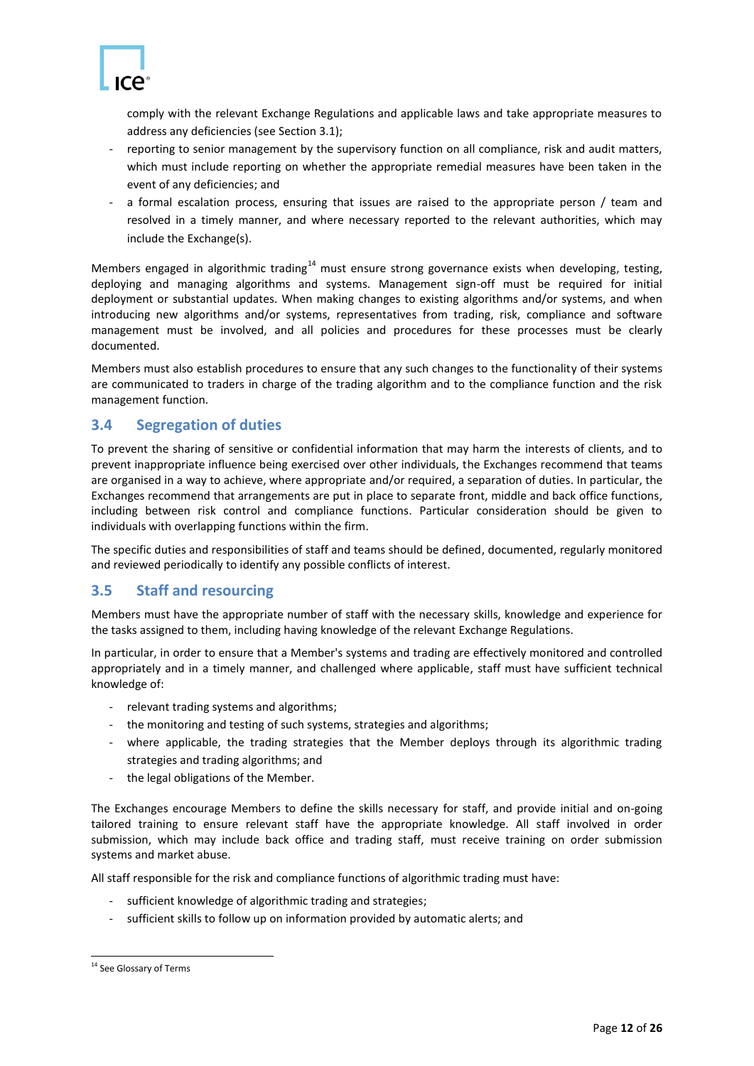comply with the relevant Exchange Regulations and applicable laws and take appropriate measures to address any deficiencies (see Section 3.1);

- reporting to senior management by the supervisory function on all compliance, risk and audit matters, which must include reporting on whether the appropriate remedial measures have been taken in the event of any deficiencies; and
- a formal escalation process, ensuring that issues are raised to the appropriate person / team and resolved in a timely manner, and where necessary reported to the relevant authorities, which may include the Exchange(s).

Members engaged in algorithmic trading[14] must ensure strong governance exists when developing, testing, deploying and managing algorithms and systems. Management sign-off must be required for initial deployment or substantial updates. When making changes to existing algorithms and/or systems, and when introducing new algorithms and/or systems, representatives from trading, risk, compliance and software management must be involved, and all policies and procedures for these processes must be clearly documented.

Members must also establish procedures to ensure that any such changes to the functionality of their systems are communicated to traders in charge of the trading algorithm and to the compliance function and the risk management function.

## 3.4 Segregation of duties

To prevent the sharing of sensitive or confidential information that may harm the interests of clients, and to prevent inappropriate influence being exercised over other individuals, the Exchanges recommend that teams are organised in a way to achieve, where appropriate and/or required, a separation of duties. In particular, the Exchanges recommend that arrangements are put in place to separate front, middle and back office functions, including between risk control and compliance functions. Particular consideration should be given to individuals with overlapping functions within the firm.

The specific duties and responsibilities of staff and teams should be defined, documented, regularly monitored and reviewed periodically to identify any possible conflicts of interest.

## 3.5 Staff and resourcing

Members must have the appropriate number of staff with the necessary skills, knowledge and experience for the tasks assigned to them, including having knowledge of the relevant Exchange Regulations.

In particular, in order to ensure that a Member's systems and trading are effectively monitored and controlled appropriately and in a timely manner, and challenged where applicable, staff must have sufficient technical knowledge of:

- relevant trading systems and algorithms;
- the monitoring and testing of such systems, strategies and algorithms;
- where applicable, the trading strategies that the Member deploys through its algorithmic trading strategies and trading algorithms; and
- the legal obligations of the Member.

The Exchanges encourage Members to define the skills necessary for staff, and provide initial and on-going tailored training to ensure relevant staff have the appropriate knowledge. All staff involved in order submission, which may include back office and trading staff, must receive training on order submission systems and market abuse.

All staff responsible for the risk and compliance functions of algorithmic trading must have:

- sufficient knowledge of algorithmic trading and strategies;
- sufficient skills to follow up on information provided by automatic alerts; and

[14] See Glossary of Terms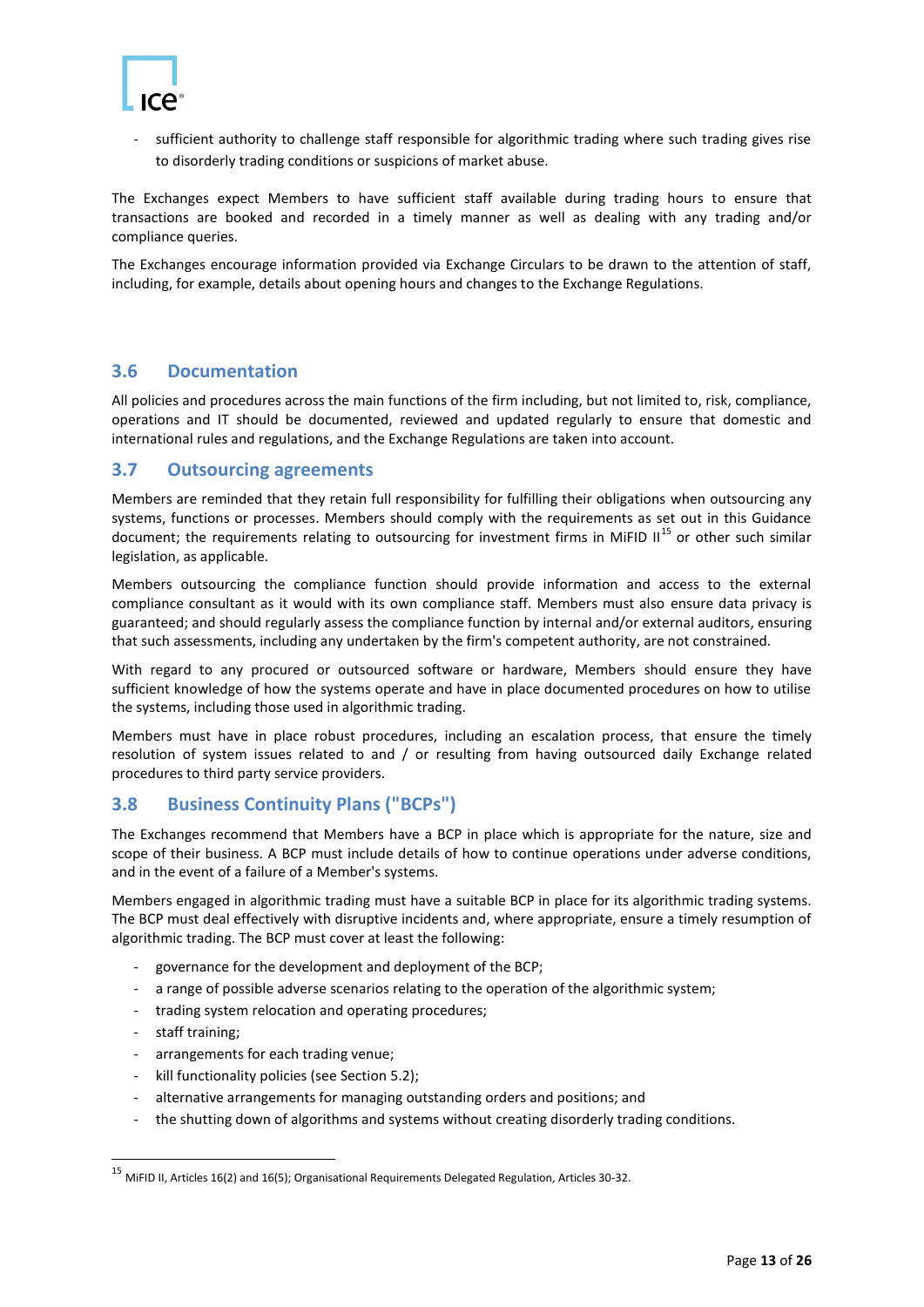- sufficient authority to challenge staff responsible for algorithmic trading where such trading gives rise to disorderly trading conditions or suspicions of market abuse.

The Exchanges expect Members to have sufficient staff available during trading hours to ensure that transactions are booked and recorded in a timely manner as well as dealing with any trading and/or compliance queries.

The Exchanges encourage information provided via Exchange Circulars to be drawn to the attention of staff, including, for example, details about opening hours and changes to the Exchange Regulations.

## 3.6 Documentation

All policies and procedures across the main functions of the firm including, but not limited to, risk, compliance, operations and IT should be documented, reviewed and updated regularly to ensure that domestic and international rules and regulations, and the Exchange Regulations are taken into account.

## 3.7 Outsourcing agreements

Members are reminded that they retain full responsibility for fulfilling their obligations when outsourcing any systems, functions or processes. Members should comply with the requirements as set out in this Guidance document; the requirements relating to outsourcing for investment firms in MiFID II[15] or other such similar legislation, as applicable.

Members outsourcing the compliance function should provide information and access to the external compliance consultant as it would with its own compliance staff. Members must also ensure data privacy is guaranteed; and should regularly assess the compliance function by internal and/or external auditors, ensuring that such assessments, including any undertaken by the firm's competent authority, are not constrained.

With regard to any procured or outsourced software or hardware, Members should ensure they have sufficient knowledge of how the systems operate and have in place documented procedures on how to utilise the systems, including those used in algorithmic trading.

Members must have in place robust procedures, including an escalation process, that ensure the timely resolution of system issues related to and / or resulting from having outsourced daily Exchange related procedures to third party service providers.

## 3.8 Business Continuity Plans ("BCPs")

The Exchanges recommend that Members have a BCP in place which is appropriate for the nature, size and scope of their business. A BCP must include details of how to continue operations under adverse conditions, and in the event of a failure of a Member's systems.

Members engaged in algorithmic trading must have a suitable BCP in place for its algorithmic trading systems. The BCP must deal effectively with disruptive incidents and, where appropriate, ensure a timely resumption of algorithmic trading. The BCP must cover at least the following:

- governance for the development and deployment of the BCP;
- a range of possible adverse scenarios relating to the operation of the algorithmic system;
- trading system relocation and operating procedures;
- staff training;
- arrangements for each trading venue;
- kill functionality policies (see Section 5.2);
- alternative arrangements for managing outstanding orders and positions; and
- the shutting down of algorithms and systems without creating disorderly trading conditions.

---

[15] MiFID II, Articles 16(2) and 16(5); Organisational Requirements Delegated Regulation, Articles 30-32.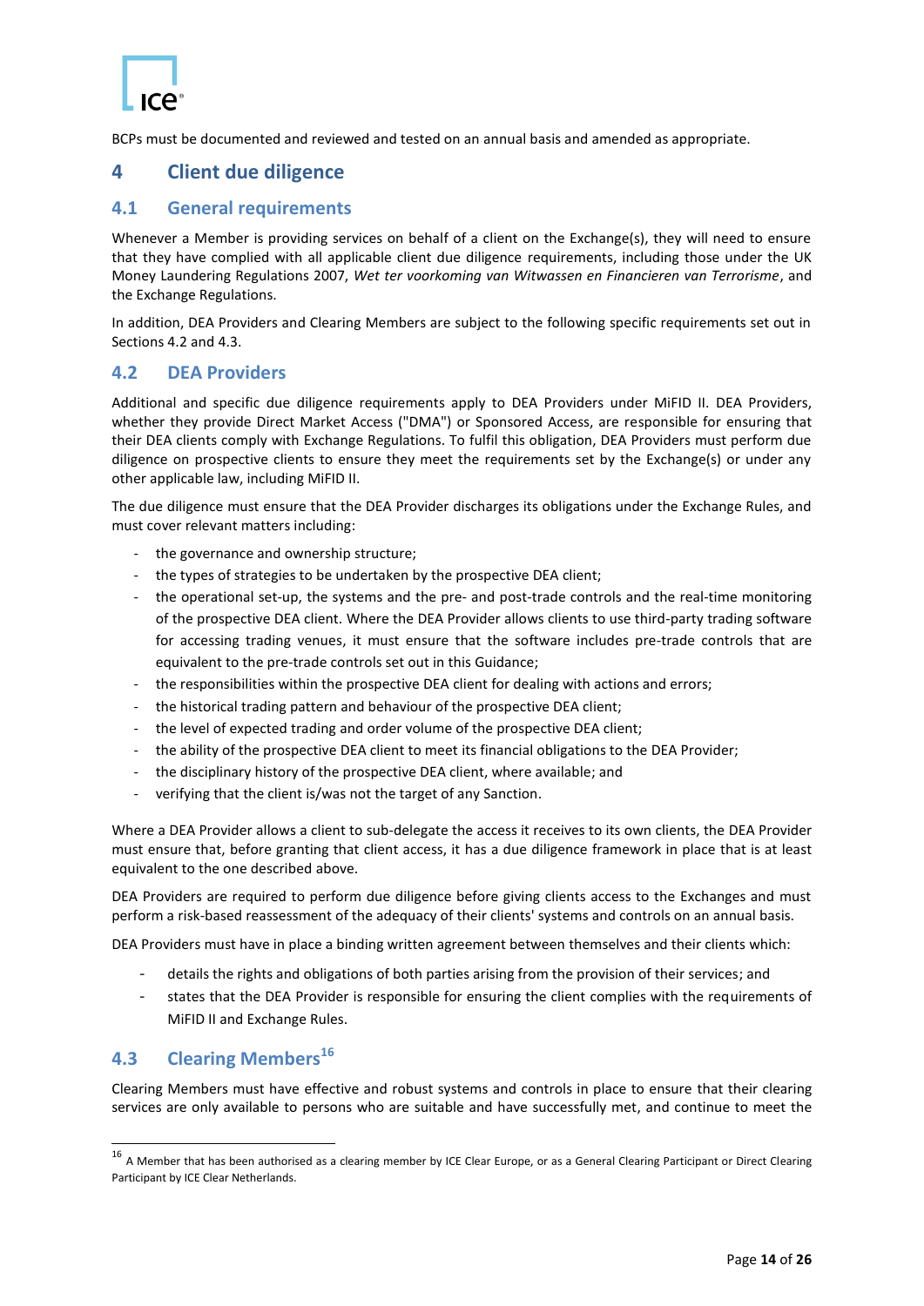BCPs must be documented and reviewed and tested on an annual basis and amended as appropriate.

# 4 Client due diligence

## 4.1 General requirements

Whenever a Member is providing services on behalf of a client on the Exchange(s), they will need to ensure that they have complied with all applicable client due diligence requirements, including those under the UK Money Laundering Regulations 2007, *Wet ter voorkoming van Witwassen en Financieren van Terrorisme*, and the Exchange Regulations.

In addition, DEA Providers and Clearing Members are subject to the following specific requirements set out in Sections 4.2 and 4.3.

## 4.2 DEA Providers

Additional and specific due diligence requirements apply to DEA Providers under MiFID II. DEA Providers, whether they provide Direct Market Access ("DMA") or Sponsored Access, are responsible for ensuring that their DEA clients comply with Exchange Regulations. To fulfil this obligation, DEA Providers must perform due diligence on prospective clients to ensure they meet the requirements set by the Exchange(s) or under any other applicable law, including MiFID II.

The due diligence must ensure that the DEA Provider discharges its obligations under the Exchange Rules, and must cover relevant matters including:

- the governance and ownership structure;
- the types of strategies to be undertaken by the prospective DEA client;
- the operational set-up, the systems and the pre- and post-trade controls and the real-time monitoring of the prospective DEA client. Where the DEA Provider allows clients to use third-party trading software for accessing trading venues, it must ensure that the software includes pre-trade controls that are equivalent to the pre-trade controls set out in this Guidance;
- the responsibilities within the prospective DEA client for dealing with actions and errors;
- the historical trading pattern and behaviour of the prospective DEA client;
- the level of expected trading and order volume of the prospective DEA client;
- the ability of the prospective DEA client to meet its financial obligations to the DEA Provider;
- the disciplinary history of the prospective DEA client, where available; and
- verifying that the client is/was not the target of any Sanction.

Where a DEA Provider allows a client to sub-delegate the access it receives to its own clients, the DEA Provider must ensure that, before granting that client access, it has a due diligence framework in place that is at least equivalent to the one described above.

DEA Providers are required to perform due diligence before giving clients access to the Exchanges and must perform a risk-based reassessment of the adequacy of their clients' systems and controls on an annual basis.

DEA Providers must have in place a binding written agreement between themselves and their clients which:

- details the rights and obligations of both parties arising from the provision of their services; and
- states that the DEA Provider is responsible for ensuring the client complies with the requirements of MiFID II and Exchange Rules.

## 4.3 Clearing Members[16]

Clearing Members must have effective and robust systems and controls in place to ensure that their clearing services are only available to persons who are suitable and have successfully met, and continue to meet the

[16] A Member that has been authorised as a clearing member by ICE Clear Europe, or as a General Clearing Participant or Direct Clearing Participant by ICE Clear Netherlands.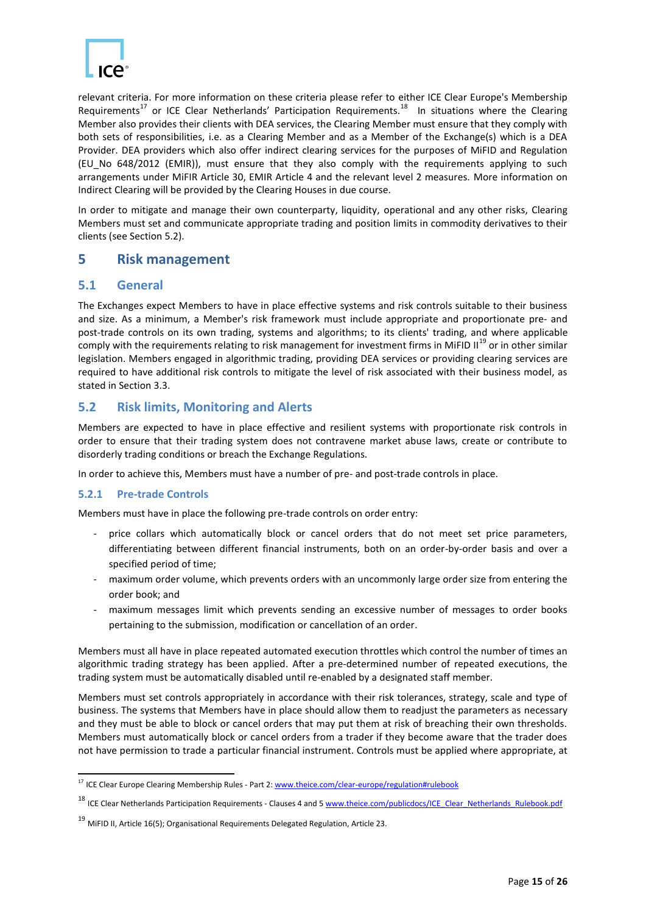relevant criteria. For more information on these criteria please refer to either ICE Clear Europe's Membership Requirements[17] or ICE Clear Netherlands' Participation Requirements.[18] In situations where the Clearing Member also provides their clients with DEA services, the Clearing Member must ensure that they comply with both sets of responsibilities, i.e. as a Clearing Member and as a Member of the Exchange(s) which is a DEA Provider. DEA providers which also offer indirect clearing services for the purposes of MiFID and Regulation (EU_No 648/2012 (EMIR)), must ensure that they also comply with the requirements applying to such arrangements under MiFIR Article 30, EMIR Article 4 and the relevant level 2 measures. More information on Indirect Clearing will be provided by the Clearing Houses in due course.

In order to mitigate and manage their own counterparty, liquidity, operational and any other risks, Clearing Members must set and communicate appropriate trading and position limits in commodity derivatives to their clients (see Section 5.2).

# 5 Risk management

## 5.1 General

The Exchanges expect Members to have in place effective systems and risk controls suitable to their business and size. As a minimum, a Member's risk framework must include appropriate and proportionate pre- and post-trade controls on its own trading, systems and algorithms; to its clients' trading, and where applicable comply with the requirements relating to risk management for investment firms in MiFID II[19] or in other similar legislation. Members engaged in algorithmic trading, providing DEA services or providing clearing services are required to have additional risk controls to mitigate the level of risk associated with their business model, as stated in Section 3.3.

## 5.2 Risk limits, Monitoring and Alerts

Members are expected to have in place effective and resilient systems with proportionate risk controls in order to ensure that their trading system does not contravene market abuse laws, create or contribute to disorderly trading conditions or breach the Exchange Regulations.

In order to achieve this, Members must have a number of pre- and post-trade controls in place.

### 5.2.1 Pre-trade Controls

Members must have in place the following pre-trade controls on order entry:

- price collars which automatically block or cancel orders that do not meet set price parameters, differentiating between different financial instruments, both on an order-by-order basis and over a specified period of time;
- maximum order volume, which prevents orders with an uncommonly large order size from entering the order book; and
- maximum messages limit which prevents sending an excessive number of messages to order books pertaining to the submission, modification or cancellation of an order.

Members must all have in place repeated automated execution throttles which control the number of times an algorithmic trading strategy has been applied. After a pre-determined number of repeated executions, the trading system must be automatically disabled until re-enabled by a designated staff member.

Members must set controls appropriately in accordance with their risk tolerances, strategy, scale and type of business. The systems that Members have in place should allow them to readjust the parameters as necessary and they must be able to block or cancel orders that may put them at risk of breaching their own thresholds. Members must automatically block or cancel orders from a trader if they become aware that the trader does not have permission to trade a particular financial instrument. Controls must be applied where appropriate, at

---

[17] ICE Clear Europe Clearing Membership Rules - Part 2: www.theice.com/clear-europe/regulation#rulebook

[18] ICE Clear Netherlands Participation Requirements - Clauses 4 and 5 www.theice.com/publicdocs/ICE_Clear_Netherlands_Rulebook.pdf

[19] MiFID II, Article 16(5); Organisational Requirements Delegated Regulation, Article 23.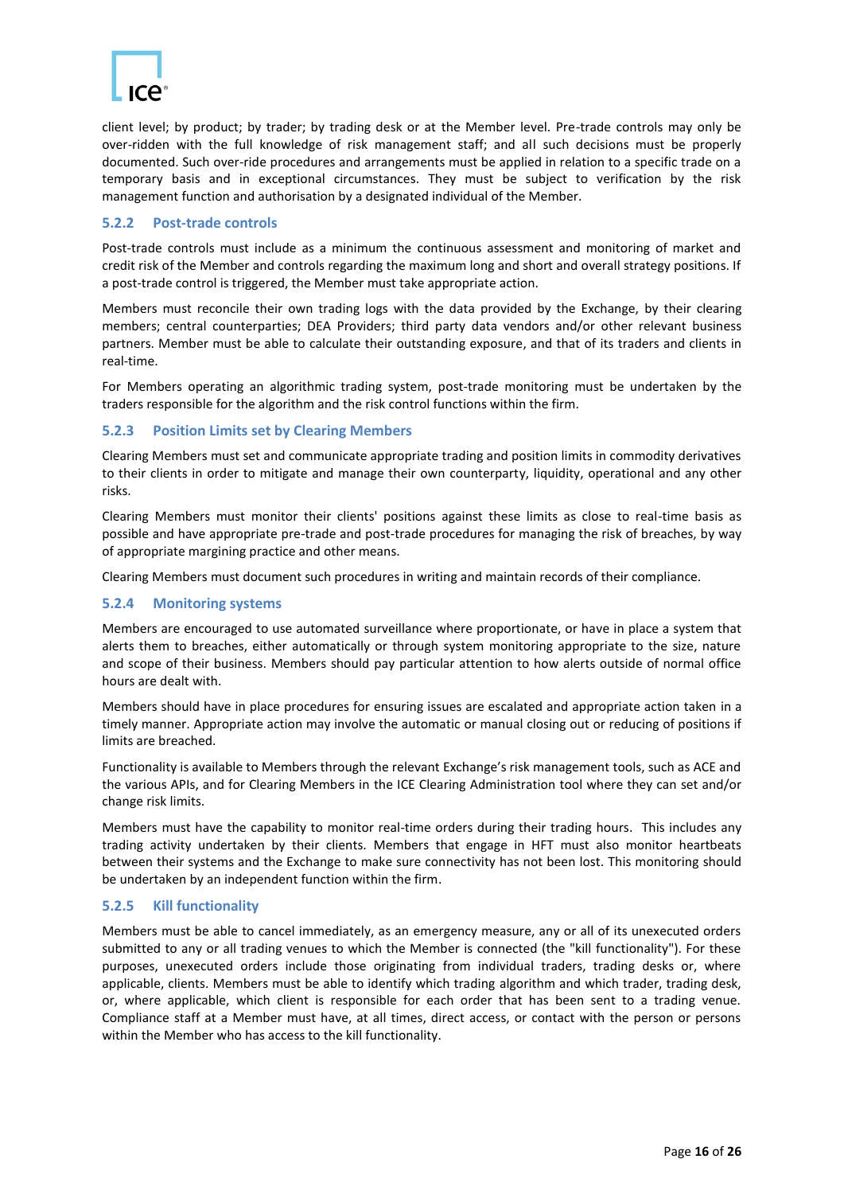client level; by product; by trader; by trading desk or at the Member level. Pre-trade controls may only be over-ridden with the full knowledge of risk management staff; and all such decisions must be properly documented. Such over-ride procedures and arrangements must be applied in relation to a specific trade on a temporary basis and in exceptional circumstances. They must be subject to verification by the risk management function and authorisation by a designated individual of the Member.

### 5.2.2 Post-trade controls

Post-trade controls must include as a minimum the continuous assessment and monitoring of market and credit risk of the Member and controls regarding the maximum long and short and overall strategy positions. If a post-trade control is triggered, the Member must take appropriate action.

Members must reconcile their own trading logs with the data provided by the Exchange, by their clearing members; central counterparties; DEA Providers; third party data vendors and/or other relevant business partners. Member must be able to calculate their outstanding exposure, and that of its traders and clients in real-time.

For Members operating an algorithmic trading system, post-trade monitoring must be undertaken by the traders responsible for the algorithm and the risk control functions within the firm.

### 5.2.3 Position Limits set by Clearing Members

Clearing Members must set and communicate appropriate trading and position limits in commodity derivatives to their clients in order to mitigate and manage their own counterparty, liquidity, operational and any other risks.

Clearing Members must monitor their clients' positions against these limits as close to real-time basis as possible and have appropriate pre-trade and post-trade procedures for managing the risk of breaches, by way of appropriate margining practice and other means.

Clearing Members must document such procedures in writing and maintain records of their compliance.

### 5.2.4 Monitoring systems

Members are encouraged to use automated surveillance where proportionate, or have in place a system that alerts them to breaches, either automatically or through system monitoring appropriate to the size, nature and scope of their business. Members should pay particular attention to how alerts outside of normal office hours are dealt with.

Members should have in place procedures for ensuring issues are escalated and appropriate action taken in a timely manner. Appropriate action may involve the automatic or manual closing out or reducing of positions if limits are breached.

Functionality is available to Members through the relevant Exchange's risk management tools, such as ACE and the various APIs, and for Clearing Members in the ICE Clearing Administration tool where they can set and/or change risk limits.

Members must have the capability to monitor real-time orders during their trading hours. This includes any trading activity undertaken by their clients. Members that engage in HFT must also monitor heartbeats between their systems and the Exchange to make sure connectivity has not been lost. This monitoring should be undertaken by an independent function within the firm.

### 5.2.5 Kill functionality

Members must be able to cancel immediately, as an emergency measure, any or all of its unexecuted orders submitted to any or all trading venues to which the Member is connected (the "kill functionality"). For these purposes, unexecuted orders include those originating from individual traders, trading desks or, where applicable, clients. Members must be able to identify which trading algorithm and which trader, trading desk, or, where applicable, which client is responsible for each order that has been sent to a trading venue. Compliance staff at a Member must have, at all times, direct access, or contact with the person or persons within the Member who has access to the kill functionality.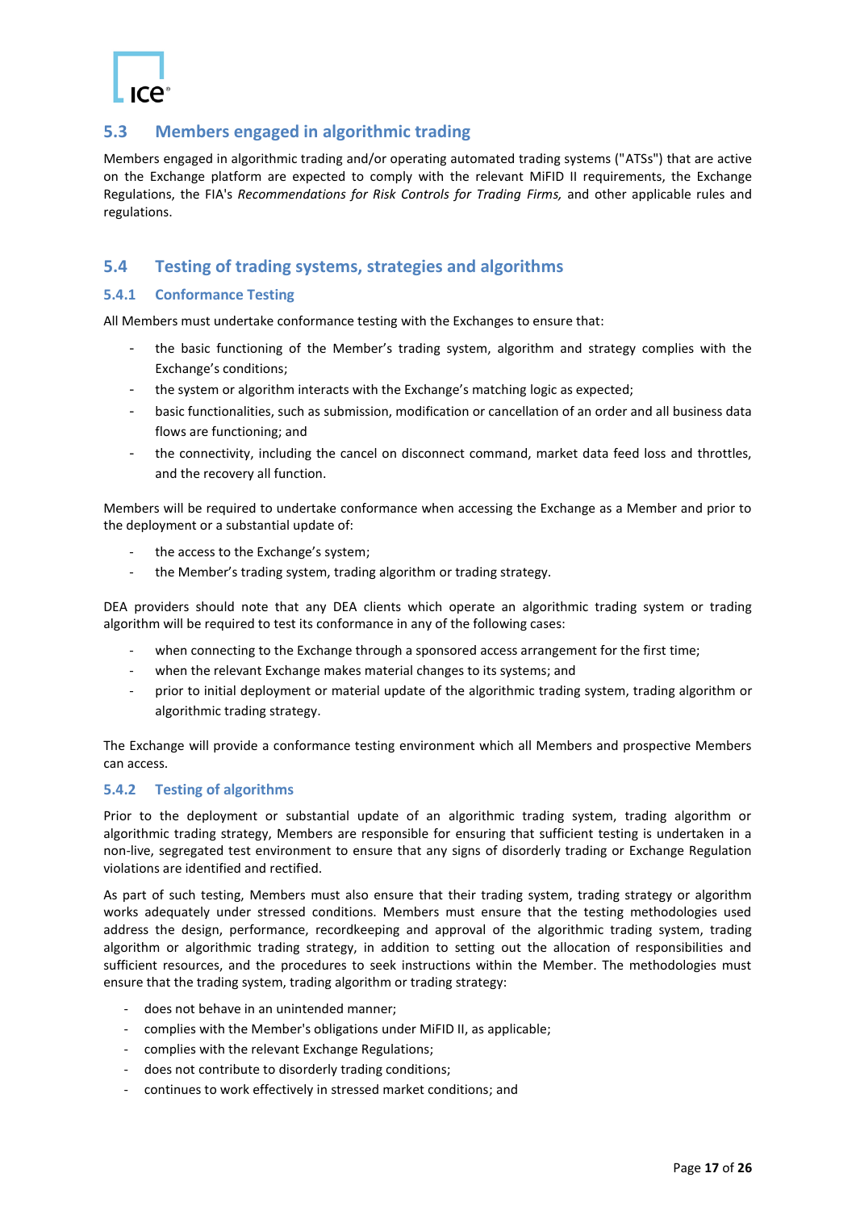## 5.3 Members engaged in algorithmic trading

Members engaged in algorithmic trading and/or operating automated trading systems ("ATSs") that are active on the Exchange platform are expected to comply with the relevant MiFID II requirements, the Exchange Regulations, the FIA's *Recommendations for Risk Controls for Trading Firms,* and other applicable rules and regulations.

## 5.4 Testing of trading systems, strategies and algorithms

### 5.4.1 Conformance Testing

All Members must undertake conformance testing with the Exchanges to ensure that:

- the basic functioning of the Member's trading system, algorithm and strategy complies with the Exchange's conditions;
- the system or algorithm interacts with the Exchange's matching logic as expected;
- basic functionalities, such as submission, modification or cancellation of an order and all business data flows are functioning; and
- the connectivity, including the cancel on disconnect command, market data feed loss and throttles, and the recovery all function.

Members will be required to undertake conformance when accessing the Exchange as a Member and prior to the deployment or a substantial update of:

- the access to the Exchange's system;
- the Member's trading system, trading algorithm or trading strategy.

DEA providers should note that any DEA clients which operate an algorithmic trading system or trading algorithm will be required to test its conformance in any of the following cases:

- when connecting to the Exchange through a sponsored access arrangement for the first time;
- when the relevant Exchange makes material changes to its systems; and
- prior to initial deployment or material update of the algorithmic trading system, trading algorithm or algorithmic trading strategy.

The Exchange will provide a conformance testing environment which all Members and prospective Members can access.

### 5.4.2 Testing of algorithms

Prior to the deployment or substantial update of an algorithmic trading system, trading algorithm or algorithmic trading strategy, Members are responsible for ensuring that sufficient testing is undertaken in a non-live, segregated test environment to ensure that any signs of disorderly trading or Exchange Regulation violations are identified and rectified.

As part of such testing, Members must also ensure that their trading system, trading strategy or algorithm works adequately under stressed conditions. Members must ensure that the testing methodologies used address the design, performance, recordkeeping and approval of the algorithmic trading system, trading algorithm or algorithmic trading strategy, in addition to setting out the allocation of responsibilities and sufficient resources, and the procedures to seek instructions within the Member. The methodologies must ensure that the trading system, trading algorithm or trading strategy:

- does not behave in an unintended manner;
- complies with the Member's obligations under MiFID II, as applicable;
- complies with the relevant Exchange Regulations;
- does not contribute to disorderly trading conditions;
- continues to work effectively in stressed market conditions; and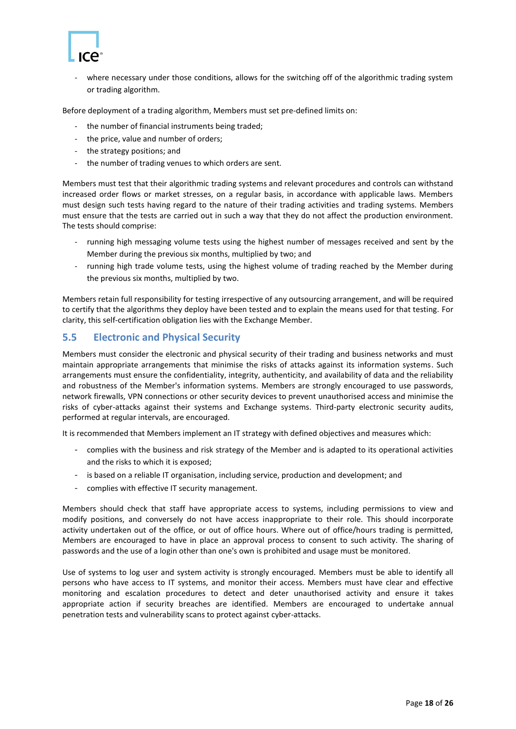- where necessary under those conditions, allows for the switching off of the algorithmic trading system or trading algorithm.

Before deployment of a trading algorithm, Members must set pre-defined limits on:

- the number of financial instruments being traded;
- the price, value and number of orders;
- the strategy positions; and
- the number of trading venues to which orders are sent.

Members must test that their algorithmic trading systems and relevant procedures and controls can withstand increased order flows or market stresses, on a regular basis, in accordance with applicable laws. Members must design such tests having regard to the nature of their trading activities and trading systems. Members must ensure that the tests are carried out in such a way that they do not affect the production environment. The tests should comprise:

- running high messaging volume tests using the highest number of messages received and sent by the Member during the previous six months, multiplied by two; and
- running high trade volume tests, using the highest volume of trading reached by the Member during the previous six months, multiplied by two.

Members retain full responsibility for testing irrespective of any outsourcing arrangement, and will be required to certify that the algorithms they deploy have been tested and to explain the means used for that testing. For clarity, this self-certification obligation lies with the Exchange Member.

## 5.5 Electronic and Physical Security

Members must consider the electronic and physical security of their trading and business networks and must maintain appropriate arrangements that minimise the risks of attacks against its information systems. Such arrangements must ensure the confidentiality, integrity, authenticity, and availability of data and the reliability and robustness of the Member's information systems. Members are strongly encouraged to use passwords, network firewalls, VPN connections or other security devices to prevent unauthorised access and minimise the risks of cyber-attacks against their systems and Exchange systems. Third-party electronic security audits, performed at regular intervals, are encouraged.

It is recommended that Members implement an IT strategy with defined objectives and measures which:

- complies with the business and risk strategy of the Member and is adapted to its operational activities and the risks to which it is exposed;
- is based on a reliable IT organisation, including service, production and development; and
- complies with effective IT security management.

Members should check that staff have appropriate access to systems, including permissions to view and modify positions, and conversely do not have access inappropriate to their role. This should incorporate activity undertaken out of the office, or out of office hours. Where out of office/hours trading is permitted, Members are encouraged to have in place an approval process to consent to such activity. The sharing of passwords and the use of a login other than one's own is prohibited and usage must be monitored.

Use of systems to log user and system activity is strongly encouraged. Members must be able to identify all persons who have access to IT systems, and monitor their access. Members must have clear and effective monitoring and escalation procedures to detect and deter unauthorised activity and ensure it takes appropriate action if security breaches are identified. Members are encouraged to undertake annual penetration tests and vulnerability scans to protect against cyber-attacks.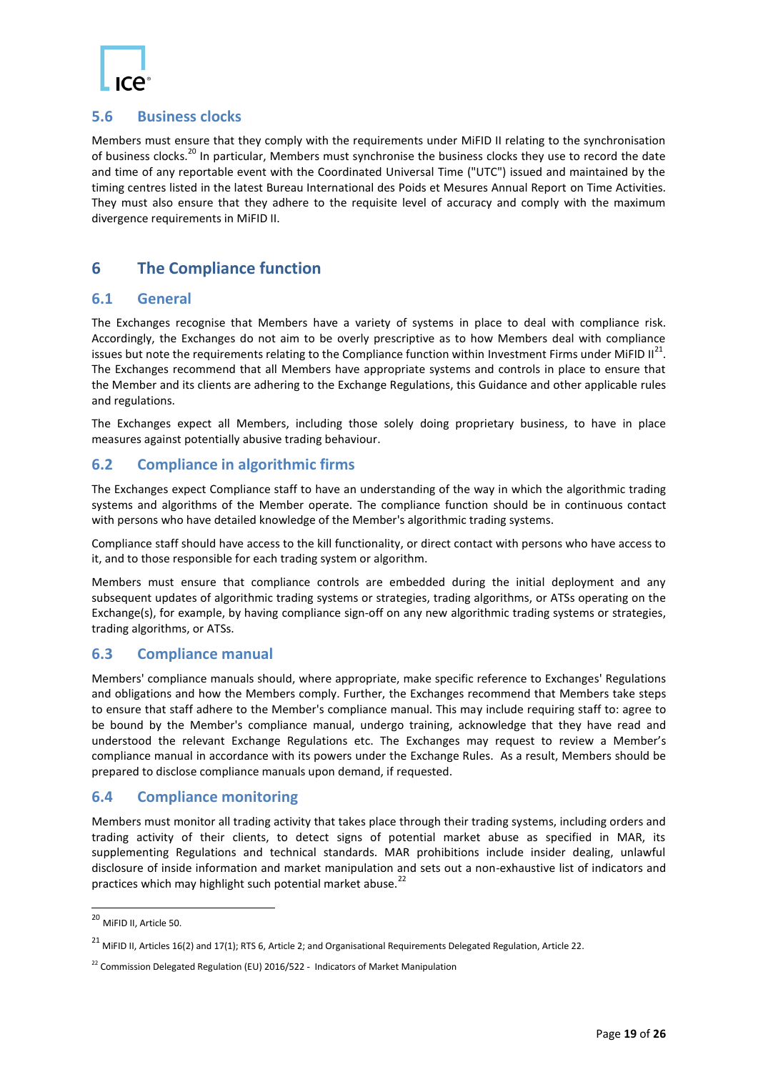## 5.6 Business clocks

Members must ensure that they comply with the requirements under MiFID II relating to the synchronisation of business clocks.[20] In particular, Members must synchronise the business clocks they use to record the date and time of any reportable event with the Coordinated Universal Time ("UTC") issued and maintained by the timing centres listed in the latest Bureau International des Poids et Mesures Annual Report on Time Activities. They must also ensure that they adhere to the requisite level of accuracy and comply with the maximum divergence requirements in MiFID II.

# 6 The Compliance function

## 6.1 General

The Exchanges recognise that Members have a variety of systems in place to deal with compliance risk. Accordingly, the Exchanges do not aim to be overly prescriptive as to how Members deal with compliance issues but note the requirements relating to the Compliance function within Investment Firms under MiFID II[21]. The Exchanges recommend that all Members have appropriate systems and controls in place to ensure that the Member and its clients are adhering to the Exchange Regulations, this Guidance and other applicable rules and regulations.

The Exchanges expect all Members, including those solely doing proprietary business, to have in place measures against potentially abusive trading behaviour.

## 6.2 Compliance in algorithmic firms

The Exchanges expect Compliance staff to have an understanding of the way in which the algorithmic trading systems and algorithms of the Member operate. The compliance function should be in continuous contact with persons who have detailed knowledge of the Member's algorithmic trading systems.

Compliance staff should have access to the kill functionality, or direct contact with persons who have access to it, and to those responsible for each trading system or algorithm.

Members must ensure that compliance controls are embedded during the initial deployment and any subsequent updates of algorithmic trading systems or strategies, trading algorithms, or ATSs operating on the Exchange(s), for example, by having compliance sign-off on any new algorithmic trading systems or strategies, trading algorithms, or ATSs.

## 6.3 Compliance manual

Members' compliance manuals should, where appropriate, make specific reference to Exchanges' Regulations and obligations and how the Members comply. Further, the Exchanges recommend that Members take steps to ensure that staff adhere to the Member's compliance manual. This may include requiring staff to: agree to be bound by the Member's compliance manual, undergo training, acknowledge that they have read and understood the relevant Exchange Regulations etc. The Exchanges may request to review a Member's compliance manual in accordance with its powers under the Exchange Rules. As a result, Members should be prepared to disclose compliance manuals upon demand, if requested.

## 6.4 Compliance monitoring

Members must monitor all trading activity that takes place through their trading systems, including orders and trading activity of their clients, to detect signs of potential market abuse as specified in MAR, its supplementing Regulations and technical standards. MAR prohibitions include insider dealing, unlawful disclosure of inside information and market manipulation and sets out a non-exhaustive list of indicators and practices which may highlight such potential market abuse.[22]

---

[20] MiFID II, Article 50.

[21] MiFID II, Articles 16(2) and 17(1); RTS 6, Article 2; and Organisational Requirements Delegated Regulation, Article 22.

[22] Commission Delegated Regulation (EU) 2016/522 - Indicators of Market Manipulation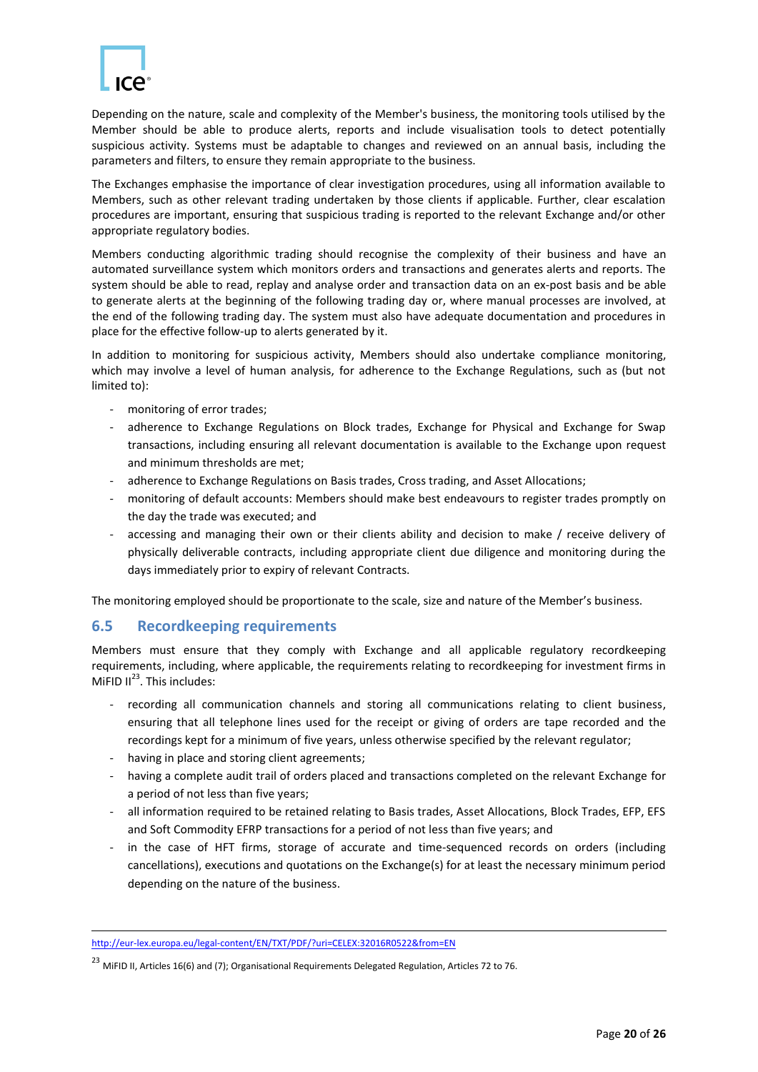Depending on the nature, scale and complexity of the Member's business, the monitoring tools utilised by the Member should be able to produce alerts, reports and include visualisation tools to detect potentially suspicious activity. Systems must be adaptable to changes and reviewed on an annual basis, including the parameters and filters, to ensure they remain appropriate to the business.

The Exchanges emphasise the importance of clear investigation procedures, using all information available to Members, such as other relevant trading undertaken by those clients if applicable. Further, clear escalation procedures are important, ensuring that suspicious trading is reported to the relevant Exchange and/or other appropriate regulatory bodies.

Members conducting algorithmic trading should recognise the complexity of their business and have an automated surveillance system which monitors orders and transactions and generates alerts and reports. The system should be able to read, replay and analyse order and transaction data on an ex-post basis and be able to generate alerts at the beginning of the following trading day or, where manual processes are involved, at the end of the following trading day. The system must also have adequate documentation and procedures in place for the effective follow-up to alerts generated by it.

In addition to monitoring for suspicious activity, Members should also undertake compliance monitoring, which may involve a level of human analysis, for adherence to the Exchange Regulations, such as (but not limited to):

- monitoring of error trades;
- adherence to Exchange Regulations on Block trades, Exchange for Physical and Exchange for Swap transactions, including ensuring all relevant documentation is available to the Exchange upon request and minimum thresholds are met;
- adherence to Exchange Regulations on Basis trades, Cross trading, and Asset Allocations;
- monitoring of default accounts: Members should make best endeavours to register trades promptly on the day the trade was executed; and
- accessing and managing their own or their clients ability and decision to make / receive delivery of physically deliverable contracts, including appropriate client due diligence and monitoring during the days immediately prior to expiry of relevant Contracts.

The monitoring employed should be proportionate to the scale, size and nature of the Member's business.

## 6.5 Recordkeeping requirements

Members must ensure that they comply with Exchange and all applicable regulatory recordkeeping requirements, including, where applicable, the requirements relating to recordkeeping for investment firms in MiFID II[23]. This includes:

- recording all communication channels and storing all communications relating to client business, ensuring that all telephone lines used for the receipt or giving of orders are tape recorded and the recordings kept for a minimum of five years, unless otherwise specified by the relevant regulator;
- having in place and storing client agreements;
- having a complete audit trail of orders placed and transactions completed on the relevant Exchange for a period of not less than five years;
- all information required to be retained relating to Basis trades, Asset Allocations, Block Trades, EFP, EFS and Soft Commodity EFRP transactions for a period of not less than five years; and
- in the case of HFT firms, storage of accurate and time-sequenced records on orders (including cancellations), executions and quotations on the Exchange(s) for at least the necessary minimum period depending on the nature of the business.

---

http://eur-lex.europa.eu/legal-content/EN/TXT/PDF/?uri=CELEX:32016R0522&from=EN

[23] MiFID II, Articles 16(6) and (7); Organisational Requirements Delegated Regulation, Articles 72 to 76.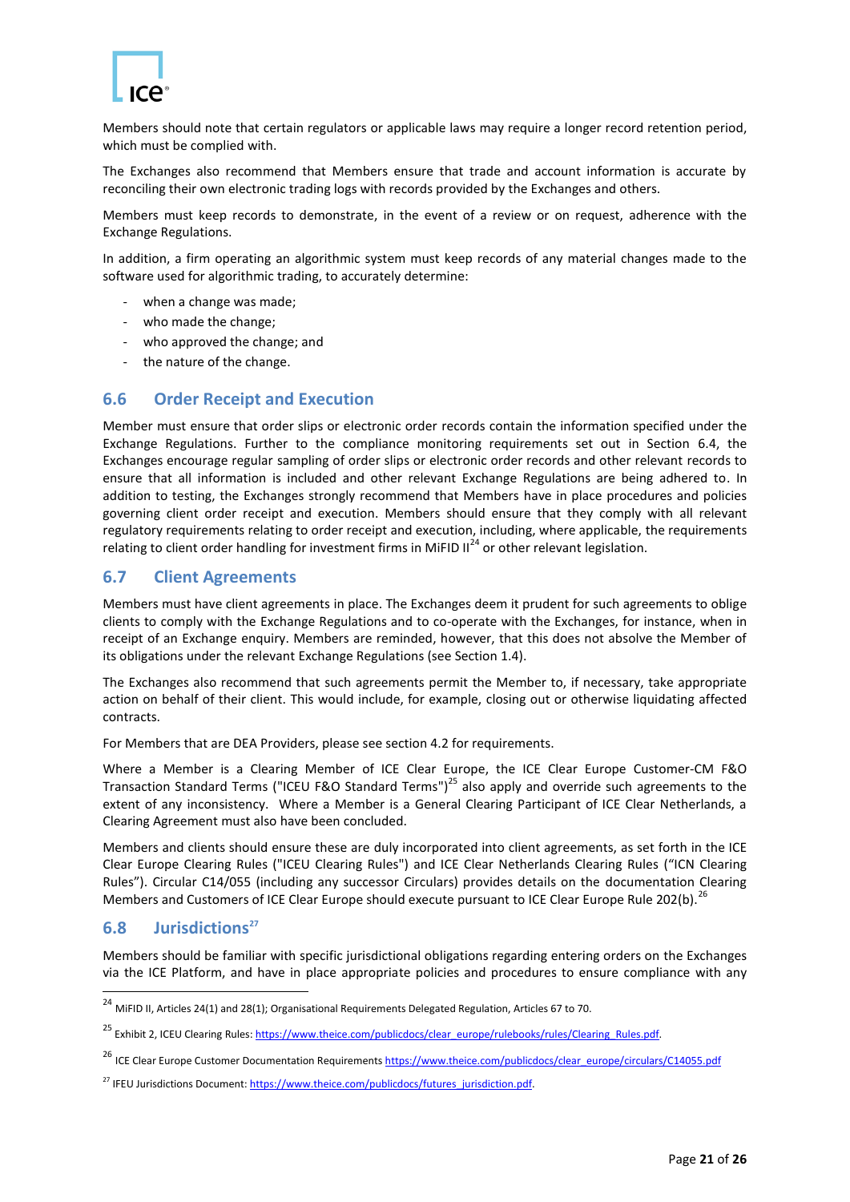Members should note that certain regulators or applicable laws may require a longer record retention period, which must be complied with.

The Exchanges also recommend that Members ensure that trade and account information is accurate by reconciling their own electronic trading logs with records provided by the Exchanges and others.

Members must keep records to demonstrate, in the event of a review or on request, adherence with the Exchange Regulations.

In addition, a firm operating an algorithmic system must keep records of any material changes made to the software used for algorithmic trading, to accurately determine:

- when a change was made;
- who made the change;
- who approved the change; and
- the nature of the change.

## 6.6 Order Receipt and Execution

Member must ensure that order slips or electronic order records contain the information specified under the Exchange Regulations. Further to the compliance monitoring requirements set out in Section 6.4, the Exchanges encourage regular sampling of order slips or electronic order records and other relevant records to ensure that all information is included and other relevant Exchange Regulations are being adhered to. In addition to testing, the Exchanges strongly recommend that Members have in place procedures and policies governing client order receipt and execution. Members should ensure that they comply with all relevant regulatory requirements relating to order receipt and execution, including, where applicable, the requirements relating to client order handling for investment firms in MiFID II[24] or other relevant legislation.

## 6.7 Client Agreements

Members must have client agreements in place. The Exchanges deem it prudent for such agreements to oblige clients to comply with the Exchange Regulations and to co-operate with the Exchanges, for instance, when in receipt of an Exchange enquiry. Members are reminded, however, that this does not absolve the Member of its obligations under the relevant Exchange Regulations (see Section 1.4).

The Exchanges also recommend that such agreements permit the Member to, if necessary, take appropriate action on behalf of their client. This would include, for example, closing out or otherwise liquidating affected contracts.

For Members that are DEA Providers, please see section 4.2 for requirements.

Where a Member is a Clearing Member of ICE Clear Europe, the ICE Clear Europe Customer-CM F&O Transaction Standard Terms ("ICEU F&O Standard Terms")[25] also apply and override such agreements to the extent of any inconsistency. Where a Member is a General Clearing Participant of ICE Clear Netherlands, a Clearing Agreement must also have been concluded.

Members and clients should ensure these are duly incorporated into client agreements, as set forth in the ICE Clear Europe Clearing Rules ("ICEU Clearing Rules") and ICE Clear Netherlands Clearing Rules ("ICN Clearing Rules"). Circular C14/055 (including any successor Circulars) provides details on the documentation Clearing Members and Customers of ICE Clear Europe should execute pursuant to ICE Clear Europe Rule 202(b).[26]

## 6.8 Jurisdictions[27]

Members should be familiar with specific jurisdictional obligations regarding entering orders on the Exchanges via the ICE Platform, and have in place appropriate policies and procedures to ensure compliance with any

---

[24] MiFID II, Articles 24(1) and 28(1); Organisational Requirements Delegated Regulation, Articles 67 to 70.

[25] Exhibit 2, ICEU Clearing Rules: https://www.theice.com/publicdocs/clear_europe/rulebooks/rules/Clearing_Rules.pdf.

[26] ICE Clear Europe Customer Documentation Requirements https://www.theice.com/publicdocs/clear_europe/circulars/C14055.pdf

[27] IFEU Jurisdictions Document: https://www.theice.com/publicdocs/futures_jurisdiction.pdf.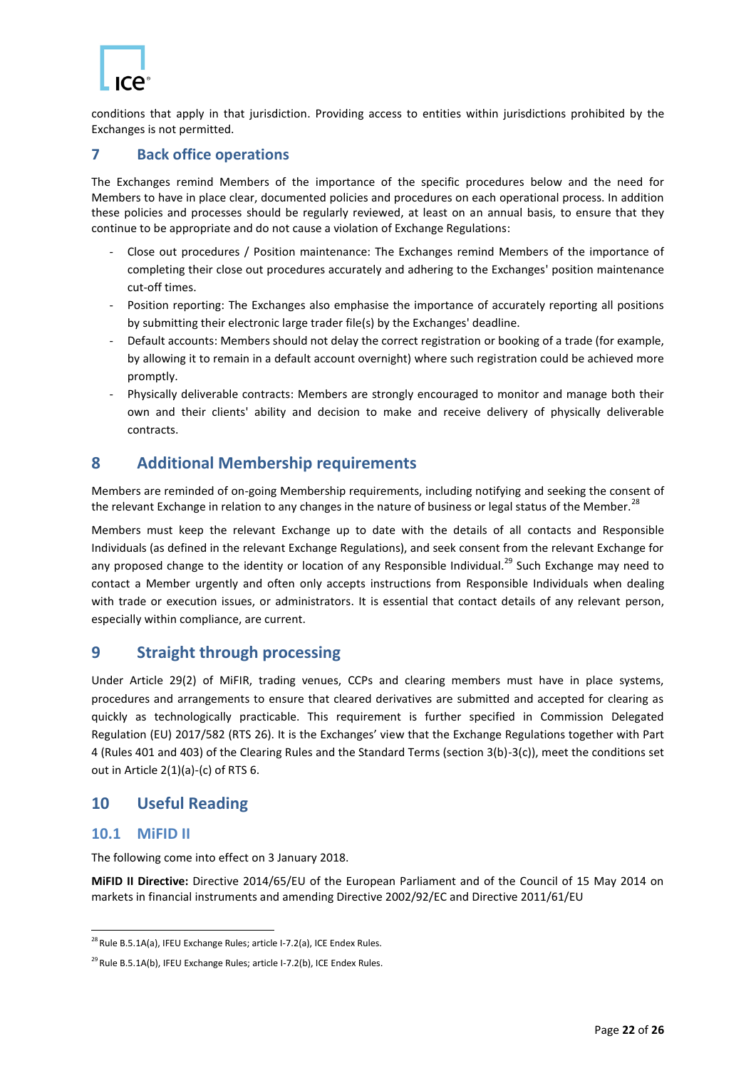conditions that apply in that jurisdiction. Providing access to entities within jurisdictions prohibited by the Exchanges is not permitted.

## 7 Back office operations

The Exchanges remind Members of the importance of the specific procedures below and the need for Members to have in place clear, documented policies and procedures on each operational process. In addition these policies and processes should be regularly reviewed, at least on an annual basis, to ensure that they continue to be appropriate and do not cause a violation of Exchange Regulations:

- Close out procedures / Position maintenance: The Exchanges remind Members of the importance of completing their close out procedures accurately and adhering to the Exchanges' position maintenance cut-off times.
- Position reporting: The Exchanges also emphasise the importance of accurately reporting all positions by submitting their electronic large trader file(s) by the Exchanges' deadline.
- Default accounts: Members should not delay the correct registration or booking of a trade (for example, by allowing it to remain in a default account overnight) where such registration could be achieved more promptly.
- Physically deliverable contracts: Members are strongly encouraged to monitor and manage both their own and their clients' ability and decision to make and receive delivery of physically deliverable contracts.

## 8 Additional Membership requirements

Members are reminded of on-going Membership requirements, including notifying and seeking the consent of the relevant Exchange in relation to any changes in the nature of business or legal status of the Member.[28]

Members must keep the relevant Exchange up to date with the details of all contacts and Responsible Individuals (as defined in the relevant Exchange Regulations), and seek consent from the relevant Exchange for any proposed change to the identity or location of any Responsible Individual.[29] Such Exchange may need to contact a Member urgently and often only accepts instructions from Responsible Individuals when dealing with trade or execution issues, or administrators. It is essential that contact details of any relevant person, especially within compliance, are current.

## 9 Straight through processing

Under Article 29(2) of MiFIR, trading venues, CCPs and clearing members must have in place systems, procedures and arrangements to ensure that cleared derivatives are submitted and accepted for clearing as quickly as technologically practicable. This requirement is further specified in Commission Delegated Regulation (EU) 2017/582 (RTS 26). It is the Exchanges' view that the Exchange Regulations together with Part 4 (Rules 401 and 403) of the Clearing Rules and the Standard Terms (section 3(b)-3(c)), meet the conditions set out in Article 2(1)(a)-(c) of RTS 6.

## 10 Useful Reading

### 10.1 MiFID II

The following come into effect on 3 January 2018.

**MiFID II Directive:** Directive 2014/65/EU of the European Parliament and of the Council of 15 May 2014 on markets in financial instruments and amending Directive 2002/92/EC and Directive 2011/61/EU

---

[28] Rule B.5.1A(a), IFEU Exchange Rules; article I-7.2(a), ICE Endex Rules.

[29] Rule B.5.1A(b), IFEU Exchange Rules; article I-7.2(b), ICE Endex Rules.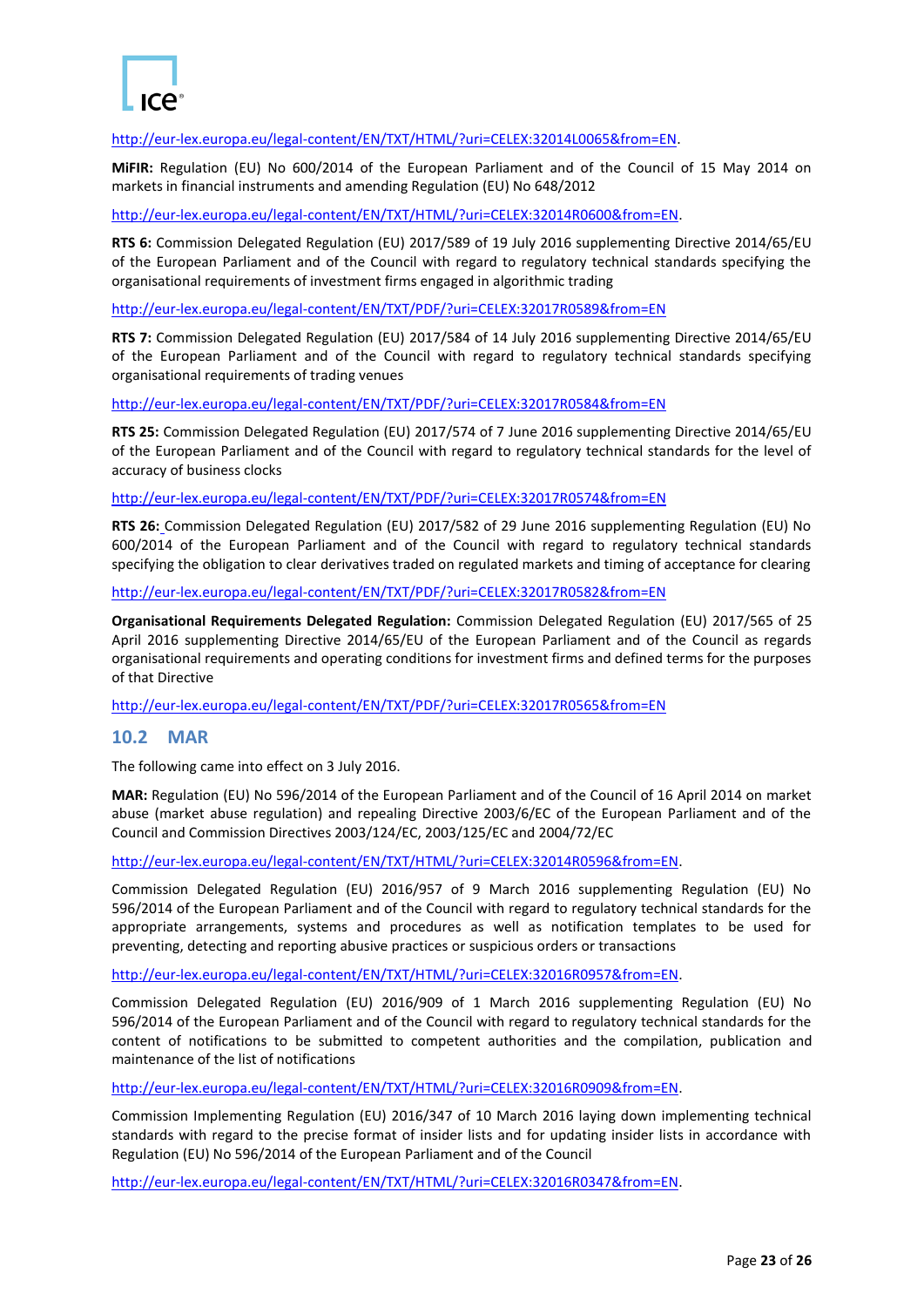http://eur-lex.europa.eu/legal-content/EN/TXT/HTML/?uri=CELEX:32014L0065&from=EN.

**MiFIR:** Regulation (EU) No 600/2014 of the European Parliament and of the Council of 15 May 2014 on markets in financial instruments and amending Regulation (EU) No 648/2012

http://eur-lex.europa.eu/legal-content/EN/TXT/HTML/?uri=CELEX:32014R0600&from=EN.

**RTS 6:** Commission Delegated Regulation (EU) 2017/589 of 19 July 2016 supplementing Directive 2014/65/EU of the European Parliament and of the Council with regard to regulatory technical standards specifying the organisational requirements of investment firms engaged in algorithmic trading

http://eur-lex.europa.eu/legal-content/EN/TXT/PDF/?uri=CELEX:32017R0589&from=EN

**RTS 7:** Commission Delegated Regulation (EU) 2017/584 of 14 July 2016 supplementing Directive 2014/65/EU of the European Parliament and of the Council with regard to regulatory technical standards specifying organisational requirements of trading venues

http://eur-lex.europa.eu/legal-content/EN/TXT/PDF/?uri=CELEX:32017R0584&from=EN

**RTS 25:** Commission Delegated Regulation (EU) 2017/574 of 7 June 2016 supplementing Directive 2014/65/EU of the European Parliament and of the Council with regard to regulatory technical standards for the level of accuracy of business clocks

http://eur-lex.europa.eu/legal-content/EN/TXT/PDF/?uri=CELEX:32017R0574&from=EN

**RTS 26:** Commission Delegated Regulation (EU) 2017/582 of 29 June 2016 supplementing Regulation (EU) No 600/2014 of the European Parliament and of the Council with regard to regulatory technical standards specifying the obligation to clear derivatives traded on regulated markets and timing of acceptance for clearing

http://eur-lex.europa.eu/legal-content/EN/TXT/PDF/?uri=CELEX:32017R0582&from=EN

**Organisational Requirements Delegated Regulation:** Commission Delegated Regulation (EU) 2017/565 of 25 April 2016 supplementing Directive 2014/65/EU of the European Parliament and of the Council as regards organisational requirements and operating conditions for investment firms and defined terms for the purposes of that Directive

http://eur-lex.europa.eu/legal-content/EN/TXT/PDF/?uri=CELEX:32017R0565&from=EN

## 10.2 MAR

The following came into effect on 3 July 2016.

**MAR:** Regulation (EU) No 596/2014 of the European Parliament and of the Council of 16 April 2014 on market abuse (market abuse regulation) and repealing Directive 2003/6/EC of the European Parliament and of the Council and Commission Directives 2003/124/EC, 2003/125/EC and 2004/72/EC

http://eur-lex.europa.eu/legal-content/EN/TXT/HTML/?uri=CELEX:32014R0596&from=EN.

Commission Delegated Regulation (EU) 2016/957 of 9 March 2016 supplementing Regulation (EU) No 596/2014 of the European Parliament and of the Council with regard to regulatory technical standards for the appropriate arrangements, systems and procedures as well as notification templates to be used for preventing, detecting and reporting abusive practices or suspicious orders or transactions

http://eur-lex.europa.eu/legal-content/EN/TXT/HTML/?uri=CELEX:32016R0957&from=EN.

Commission Delegated Regulation (EU) 2016/909 of 1 March 2016 supplementing Regulation (EU) No 596/2014 of the European Parliament and of the Council with regard to regulatory technical standards for the content of notifications to be submitted to competent authorities and the compilation, publication and maintenance of the list of notifications

http://eur-lex.europa.eu/legal-content/EN/TXT/HTML/?uri=CELEX:32016R0909&from=EN.

Commission Implementing Regulation (EU) 2016/347 of 10 March 2016 laying down implementing technical standards with regard to the precise format of insider lists and for updating insider lists in accordance with Regulation (EU) No 596/2014 of the European Parliament and of the Council

http://eur-lex.europa.eu/legal-content/EN/TXT/HTML/?uri=CELEX:32016R0347&from=EN.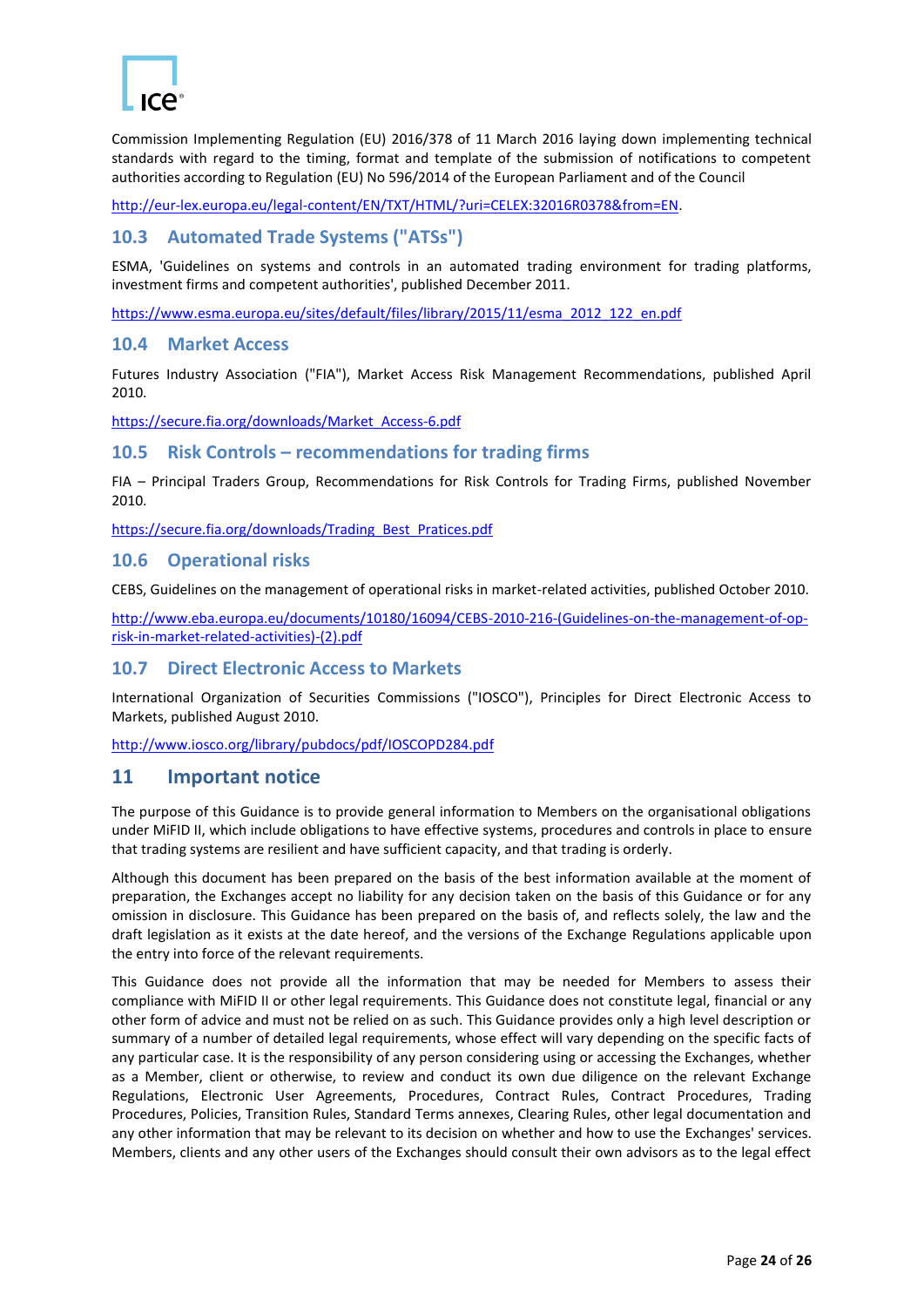Commission Implementing Regulation (EU) 2016/378 of 11 March 2016 laying down implementing technical standards with regard to the timing, format and template of the submission of notifications to competent authorities according to Regulation (EU) No 596/2014 of the European Parliament and of the Council

http://eur-lex.europa.eu/legal-content/EN/TXT/HTML/?uri=CELEX:32016R0378&from=EN.

## 10.3 Automated Trade Systems ("ATSs")

ESMA, 'Guidelines on systems and controls in an automated trading environment for trading platforms, investment firms and competent authorities', published December 2011.

https://www.esma.europa.eu/sites/default/files/library/2015/11/esma_2012_122_en.pdf

## 10.4 Market Access

Futures Industry Association ("FIA"), Market Access Risk Management Recommendations, published April 2010.

https://secure.fia.org/downloads/Market_Access-6.pdf

## 10.5 Risk Controls – recommendations for trading firms

FIA – Principal Traders Group, Recommendations for Risk Controls for Trading Firms, published November 2010.

https://secure.fia.org/downloads/Trading_Best_Pratices.pdf

## 10.6 Operational risks

CEBS, Guidelines on the management of operational risks in market-related activities, published October 2010.

http://www.eba.europa.eu/documents/10180/16094/CEBS-2010-216-(Guidelines-on-the-management-of-op-risk-in-market-related-activities)-(2).pdf

## 10.7 Direct Electronic Access to Markets

International Organization of Securities Commissions ("IOSCO"), Principles for Direct Electronic Access to Markets, published August 2010.

http://www.iosco.org/library/pubdocs/pdf/IOSCOPD284.pdf

# 11 Important notice

The purpose of this Guidance is to provide general information to Members on the organisational obligations under MiFID II, which include obligations to have effective systems, procedures and controls in place to ensure that trading systems are resilient and have sufficient capacity, and that trading is orderly.

Although this document has been prepared on the basis of the best information available at the moment of preparation, the Exchanges accept no liability for any decision taken on the basis of this Guidance or for any omission in disclosure. This Guidance has been prepared on the basis of, and reflects solely, the law and the draft legislation as it exists at the date hereof, and the versions of the Exchange Regulations applicable upon the entry into force of the relevant requirements.

This Guidance does not provide all the information that may be needed for Members to assess their compliance with MiFID II or other legal requirements. This Guidance does not constitute legal, financial or any other form of advice and must not be relied on as such. This Guidance provides only a high level description or summary of a number of detailed legal requirements, whose effect will vary depending on the specific facts of any particular case. It is the responsibility of any person considering using or accessing the Exchanges, whether as a Member, client or otherwise, to review and conduct its own due diligence on the relevant Exchange Regulations, Electronic User Agreements, Procedures, Contract Rules, Contract Procedures, Trading Procedures, Policies, Transition Rules, Standard Terms annexes, Clearing Rules, other legal documentation and any other information that may be relevant to its decision on whether and how to use the Exchanges' services. Members, clients and any other users of the Exchanges should consult their own advisors as to the legal effect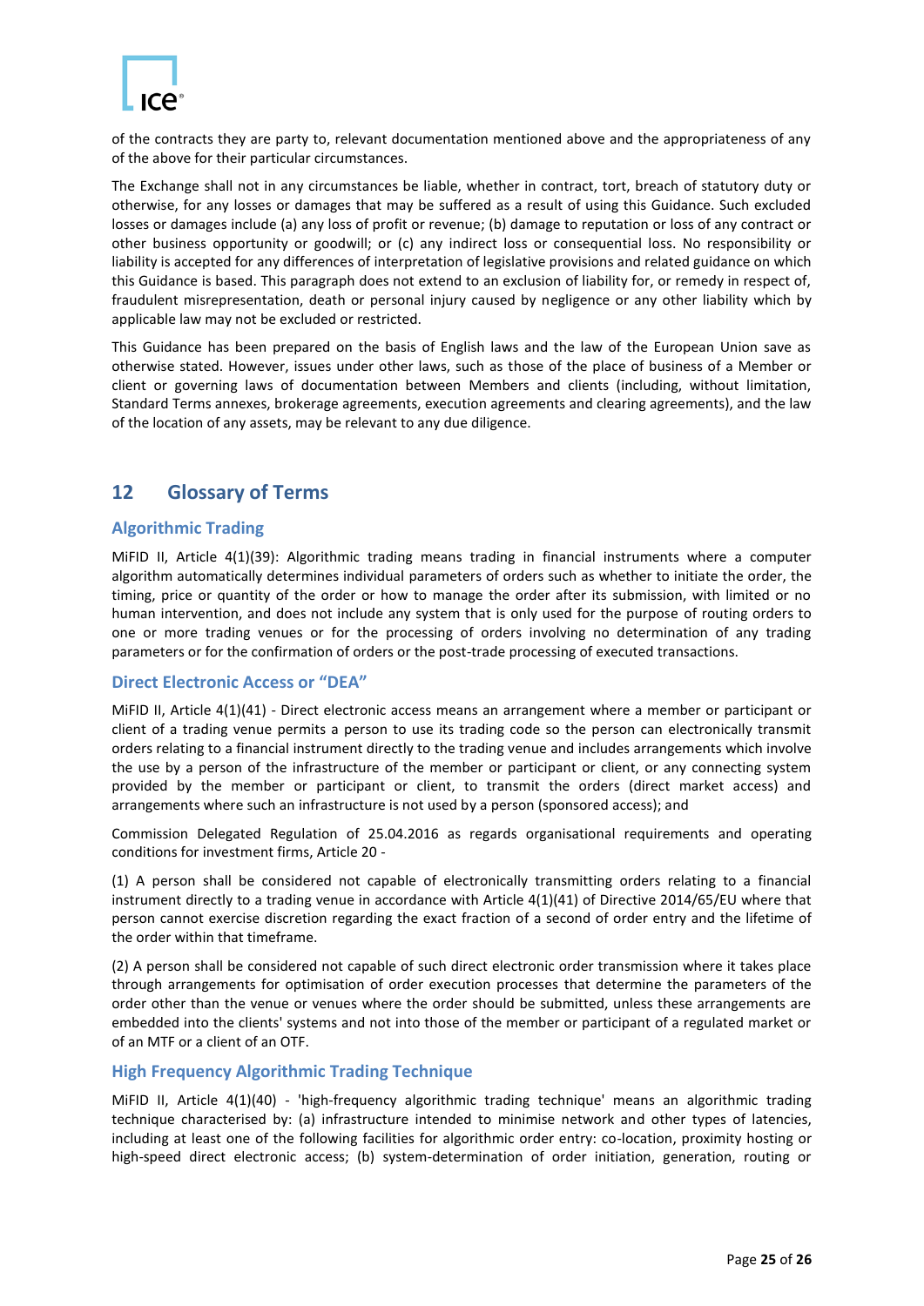of the contracts they are party to, relevant documentation mentioned above and the appropriateness of any of the above for their particular circumstances.

The Exchange shall not in any circumstances be liable, whether in contract, tort, breach of statutory duty or otherwise, for any losses or damages that may be suffered as a result of using this Guidance. Such excluded losses or damages include (a) any loss of profit or revenue; (b) damage to reputation or loss of any contract or other business opportunity or goodwill; or (c) any indirect loss or consequential loss. No responsibility or liability is accepted for any differences of interpretation of legislative provisions and related guidance on which this Guidance is based. This paragraph does not extend to an exclusion of liability for, or remedy in respect of, fraudulent misrepresentation, death or personal injury caused by negligence or any other liability which by applicable law may not be excluded or restricted.

This Guidance has been prepared on the basis of English laws and the law of the European Union save as otherwise stated. However, issues under other laws, such as those of the place of business of a Member or client or governing laws of documentation between Members and clients (including, without limitation, Standard Terms annexes, brokerage agreements, execution agreements and clearing agreements), and the law of the location of any assets, may be relevant to any due diligence.

## 12 Glossary of Terms

### Algorithmic Trading

MiFID II, Article 4(1)(39): Algorithmic trading means trading in financial instruments where a computer algorithm automatically determines individual parameters of orders such as whether to initiate the order, the timing, price or quantity of the order or how to manage the order after its submission, with limited or no human intervention, and does not include any system that is only used for the purpose of routing orders to one or more trading venues or for the processing of orders involving no determination of any trading parameters or for the confirmation of orders or the post-trade processing of executed transactions.

### Direct Electronic Access or "DEA"

MiFID II, Article 4(1)(41) - Direct electronic access means an arrangement where a member or participant or client of a trading venue permits a person to use its trading code so the person can electronically transmit orders relating to a financial instrument directly to the trading venue and includes arrangements which involve the use by a person of the infrastructure of the member or participant or client, or any connecting system provided by the member or participant or client, to transmit the orders (direct market access) and arrangements where such an infrastructure is not used by a person (sponsored access); and

Commission Delegated Regulation of 25.04.2016 as regards organisational requirements and operating conditions for investment firms, Article 20 -

(1) A person shall be considered not capable of electronically transmitting orders relating to a financial instrument directly to a trading venue in accordance with Article 4(1)(41) of Directive 2014/65/EU where that person cannot exercise discretion regarding the exact fraction of a second of order entry and the lifetime of the order within that timeframe.

(2) A person shall be considered not capable of such direct electronic order transmission where it takes place through arrangements for optimisation of order execution processes that determine the parameters of the order other than the venue or venues where the order should be submitted, unless these arrangements are embedded into the clients' systems and not into those of the member or participant of a regulated market or of an MTF or a client of an OTF.

### High Frequency Algorithmic Trading Technique

MiFID II, Article 4(1)(40) - 'high-frequency algorithmic trading technique' means an algorithmic trading technique characterised by: (a) infrastructure intended to minimise network and other types of latencies, including at least one of the following facilities for algorithmic order entry: co-location, proximity hosting or high-speed direct electronic access; (b) system-determination of order initiation, generation, routing or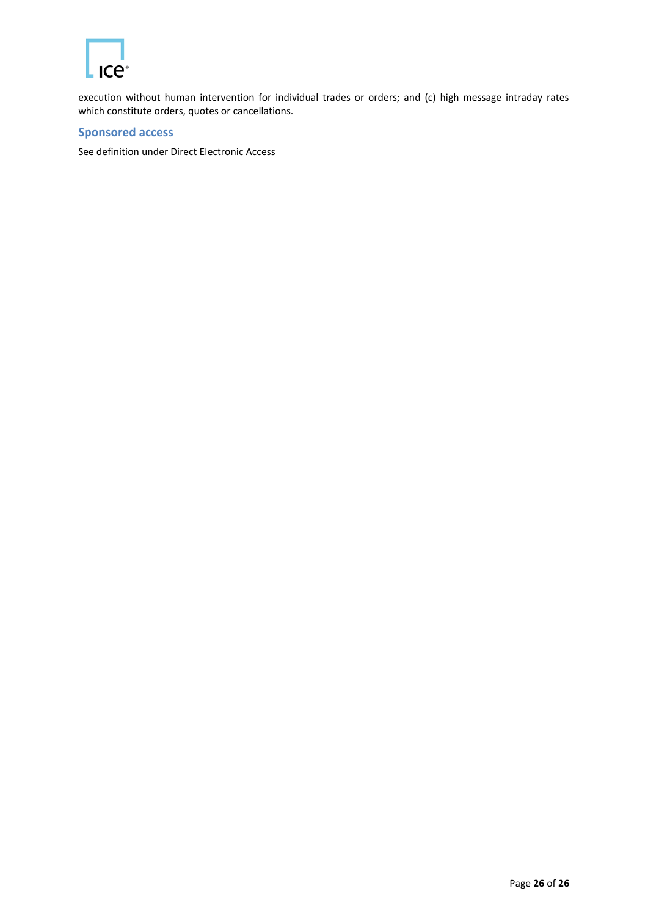execution without human intervention for individual trades or orders; and (c) high message intraday rates which constitute orders, quotes or cancellations.

### Sponsored access

See definition under Direct Electronic Access